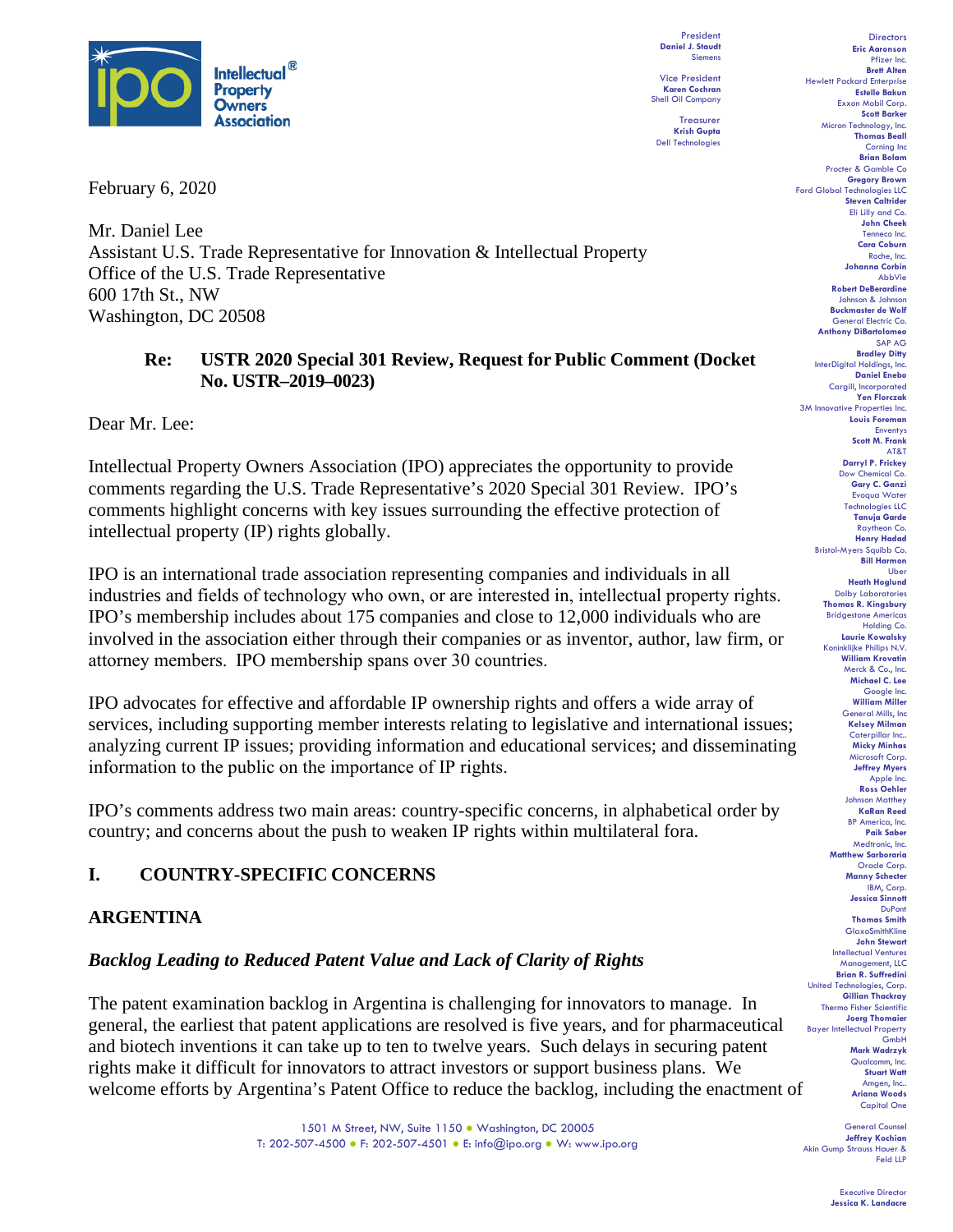President
**Daniel J. Staudt**
Siemens

Vice President
**Karen Cochran**
Shell Oil Company

Treasurer
**Krish Gupta**
Dell Technologies

Directors
**Eric Aaronson**
Pfizer Inc.
**Brett Alten**
Hewlett Packard Enterprise
**Estelle Bakun**
Exxon Mobil Corp.
**Scott Barker**
Micron Technology, Inc.
**Thomas Beall**
Corning Inc
**Brian Bolam**
Procter & Gamble Co
**Gregory Brown**
Ford Global Technologies LLC
**Steven Caltrider**
Eli Lilly and Co.
**John Cheek**
Tenneco Inc.
**Cara Coburn**
Roche, Inc.
**Johanna Corbin**
AbbVie
**Robert DeBerardine**
Johnson & Johnson
**Buckmaster de Wolf**
General Electric Co.
**Anthony DiBartolomeo**
SAP AG
**Bradley Ditty**
InterDigital Holdings, Inc.
**Daniel Enebo**
Cargill, Incorporated
**Yen Florczak**
3M Innovative Properties Inc.
**Louis Foreman**
Enventys
**Scott M. Frank**
AT&T
**Darryl P. Frickey**
Dow Chemical Co.
**Gary C. Ganzi**
Evoqua Water Technologies LLC
**Tanuja Garde**
Raytheon Co.
**Henry Hadad**
Bristol-Myers Squibb Co.
**Bill Harmon**
Uber
**Heath Hoglund**
Dolby Laboratories
**Thomas R. Kingsbury**
Bridgestone Americas Holding Co.
**Laurie Kowalsky**
Koninklijke Philips N.V.
**William Krovatin**
Merck & Co., Inc.
**Michael C. Lee**
Google Inc.
**William Miller**
General Mills, Inc
**Kelsey Milman**
Caterpillar Inc..
**Micky Minhas**
Microsoft Corp.
**Jeffrey Myers**
Apple Inc.
**Ross Oehler**
Johnson Matthey
**KaRan Reed**
BP America, Inc.
**Paik Saber**
Medtronic, Inc.
**Matthew Sarboraria**
Oracle Corp.
**Manny Schecter**
IBM, Corp.
**Jessica Sinnott**
DuPont
**Thomas Smith**
GlaxoSmithKline
**John Stewart**
Intellectual Ventures Management, LLC
**Brian R. Suffredini**
United Technologies, Corp.
**Gillian Thackray**
Thermo Fisher Scientific
**Joerg Thomaier**
Bayer Intellectual Property GmbH
**Mark Wadrzyk**
Qualcomm, Inc.
**Stuart Watt**
Amgen, Inc..
**Ariana Woods**
Capital One

General Counsel
**Jeffrey Kochian**
Akin Gump Strauss Hauer & Feld LLP

Executive Director
**Jessica K. Landacre**

February 6, 2020

Mr. Daniel Lee
Assistant U.S. Trade Representative for Innovation & Intellectual Property
Office of the U.S. Trade Representative
600 17th St., NW
Washington, DC 20508

**Re: USTR 2020 Special 301 Review, Request for Public Comment (Docket No. USTR–2019–0023)**

Dear Mr. Lee:

Intellectual Property Owners Association (IPO) appreciates the opportunity to provide comments regarding the U.S. Trade Representative's 2020 Special 301 Review. IPO's comments highlight concerns with key issues surrounding the effective protection of intellectual property (IP) rights globally.

IPO is an international trade association representing companies and individuals in all industries and fields of technology who own, or are interested in, intellectual property rights. IPO's membership includes about 175 companies and close to 12,000 individuals who are involved in the association either through their companies or as inventor, author, law firm, or attorney members. IPO membership spans over 30 countries.

IPO advocates for effective and affordable IP ownership rights and offers a wide array of services, including supporting member interests relating to legislative and international issues; analyzing current IP issues; providing information and educational services; and disseminating information to the public on the importance of IP rights.

IPO's comments address two main areas: country-specific concerns, in alphabetical order by country; and concerns about the push to weaken IP rights within multilateral fora.

## I. COUNTRY-SPECIFIC CONCERNS

### ARGENTINA

#### *Backlog Leading to Reduced Patent Value and Lack of Clarity of Rights*

The patent examination backlog in Argentina is challenging for innovators to manage. In general, the earliest that patent applications are resolved is five years, and for pharmaceutical and biotech inventions it can take up to ten to twelve years. Such delays in securing patent rights make it difficult for innovators to attract investors or support business plans. We welcome efforts by Argentina's Patent Office to reduce the backlog, including the enactment of

1501 M Street, NW, Suite 1150 ● Washington, DC 20005
T: 202-507-4500 ● F: 202-507-4501 ● E: info@ipo.org ● W: www.ipo.org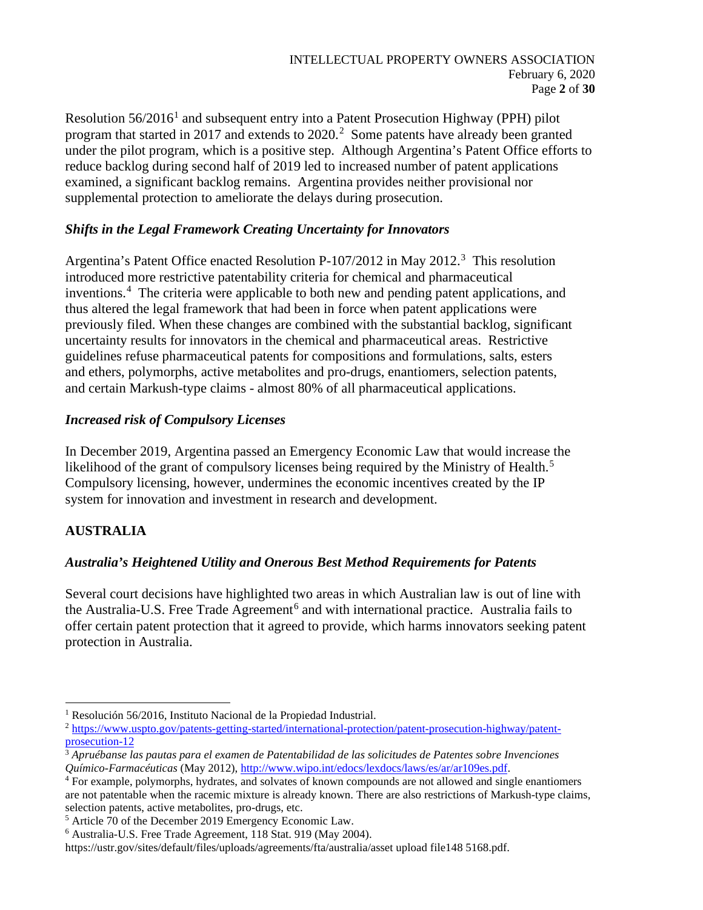Resolution 56/2016[1] and subsequent entry into a Patent Prosecution Highway (PPH) pilot program that started in 2017 and extends to 2020.[2] Some patents have already been granted under the pilot program, which is a positive step. Although Argentina's Patent Office efforts to reduce backlog during second half of 2019 led to increased number of patent applications examined, a significant backlog remains. Argentina provides neither provisional nor supplemental protection to ameliorate the delays during prosecution.

***Shifts in the Legal Framework Creating Uncertainty for Innovators***

Argentina's Patent Office enacted Resolution P-107/2012 in May 2012.[3] This resolution introduced more restrictive patentability criteria for chemical and pharmaceutical inventions.[4] The criteria were applicable to both new and pending patent applications, and thus altered the legal framework that had been in force when patent applications were previously filed. When these changes are combined with the substantial backlog, significant uncertainty results for innovators in the chemical and pharmaceutical areas. Restrictive guidelines refuse pharmaceutical patents for compositions and formulations, salts, esters and ethers, polymorphs, active metabolites and pro-drugs, enantiomers, selection patents, and certain Markush-type claims - almost 80% of all pharmaceutical applications.

***Increased risk of Compulsory Licenses***

In December 2019, Argentina passed an Emergency Economic Law that would increase the likelihood of the grant of compulsory licenses being required by the Ministry of Health.[5] Compulsory licensing, however, undermines the economic incentives created by the IP system for innovation and investment in research and development.

**AUSTRALIA**

***Australia's Heightened Utility and Onerous Best Method Requirements for Patents***

Several court decisions have highlighted two areas in which Australian law is out of line with the Australia-U.S. Free Trade Agreement[6] and with international practice. Australia fails to offer certain patent protection that it agreed to provide, which harms innovators seeking patent protection in Australia.

---

[1] Resolución 56/2016, Instituto Nacional de la Propiedad Industrial.

[2] https://www.uspto.gov/patents-getting-started/international-protection/patent-prosecution-highway/patent-prosecution-12

[3] *Apruébanse las pautas para el examen de Patentabilidad de las solicitudes de Patentes sobre Invenciones Químico-Farmacéuticas* (May 2012), http://www.wipo.int/edocs/lexdocs/laws/es/ar/ar109es.pdf.

[4] For example, polymorphs, hydrates, and solvates of known compounds are not allowed and single enantiomers are not patentable when the racemic mixture is already known. There are also restrictions of Markush-type claims, selection patents, active metabolites, pro-drugs, etc.

[5] Article 70 of the December 2019 Emergency Economic Law.

[6] Australia-U.S. Free Trade Agreement, 118 Stat. 919 (May 2004). https://ustr.gov/sites/default/files/uploads/agreements/fta/australia/asset upload file148 5168.pdf.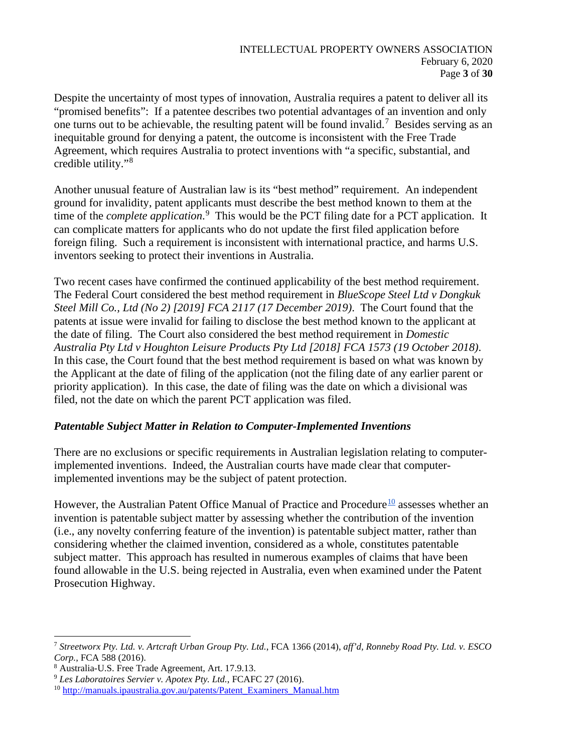Despite the uncertainty of most types of innovation, Australia requires a patent to deliver all its "promised benefits": If a patentee describes two potential advantages of an invention and only one turns out to be achievable, the resulting patent will be found invalid.[7] Besides serving as an inequitable ground for denying a patent, the outcome is inconsistent with the Free Trade Agreement, which requires Australia to protect inventions with "a specific, substantial, and credible utility."[8]

Another unusual feature of Australian law is its "best method" requirement. An independent ground for invalidity, patent applicants must describe the best method known to them at the time of the *complete application*.[9] This would be the PCT filing date for a PCT application. It can complicate matters for applicants who do not update the first filed application before foreign filing. Such a requirement is inconsistent with international practice, and harms U.S. inventors seeking to protect their inventions in Australia.

Two recent cases have confirmed the continued applicability of the best method requirement. The Federal Court considered the best method requirement in *BlueScope Steel Ltd v Dongkuk Steel Mill Co., Ltd (No 2) [2019] FCA 2117 (17 December 2019)*. The Court found that the patents at issue were invalid for failing to disclose the best method known to the applicant at the date of filing. The Court also considered the best method requirement in *Domestic Australia Pty Ltd v Houghton Leisure Products Pty Ltd [2018] FCA 1573 (19 October 2018)*. In this case, the Court found that the best method requirement is based on what was known by the Applicant at the date of filing of the application (not the filing date of any earlier parent or priority application). In this case, the date of filing was the date on which a divisional was filed, not the date on which the parent PCT application was filed.

### *Patentable Subject Matter in Relation to Computer-Implemented Inventions*

There are no exclusions or specific requirements in Australian legislation relating to computer-implemented inventions. Indeed, the Australian courts have made clear that computer-implemented inventions may be the subject of patent protection.

However, the Australian Patent Office Manual of Practice and Procedure[10] assesses whether an invention is patentable subject matter by assessing whether the contribution of the invention (i.e., any novelty conferring feature of the invention) is patentable subject matter, rather than considering whether the claimed invention, considered as a whole, constitutes patentable subject matter. This approach has resulted in numerous examples of claims that have been found allowable in the U.S. being rejected in Australia, even when examined under the Patent Prosecution Highway.

---

[7] *Streetworx Pty. Ltd. v. Artcraft Urban Group Pty. Ltd.*, FCA 1366 (2014), *aff'd*, *Ronneby Road Pty. Ltd. v. ESCO Corp.*, FCA 588 (2016).

[8] Australia-U.S. Free Trade Agreement, Art. 17.9.13.

[9] *Les Laboratoires Servier v. Apotex Pty. Ltd.*, FCAFC 27 (2016).

[10] http://manuals.ipaustralia.gov.au/patents/Patent_Examiners_Manual.htm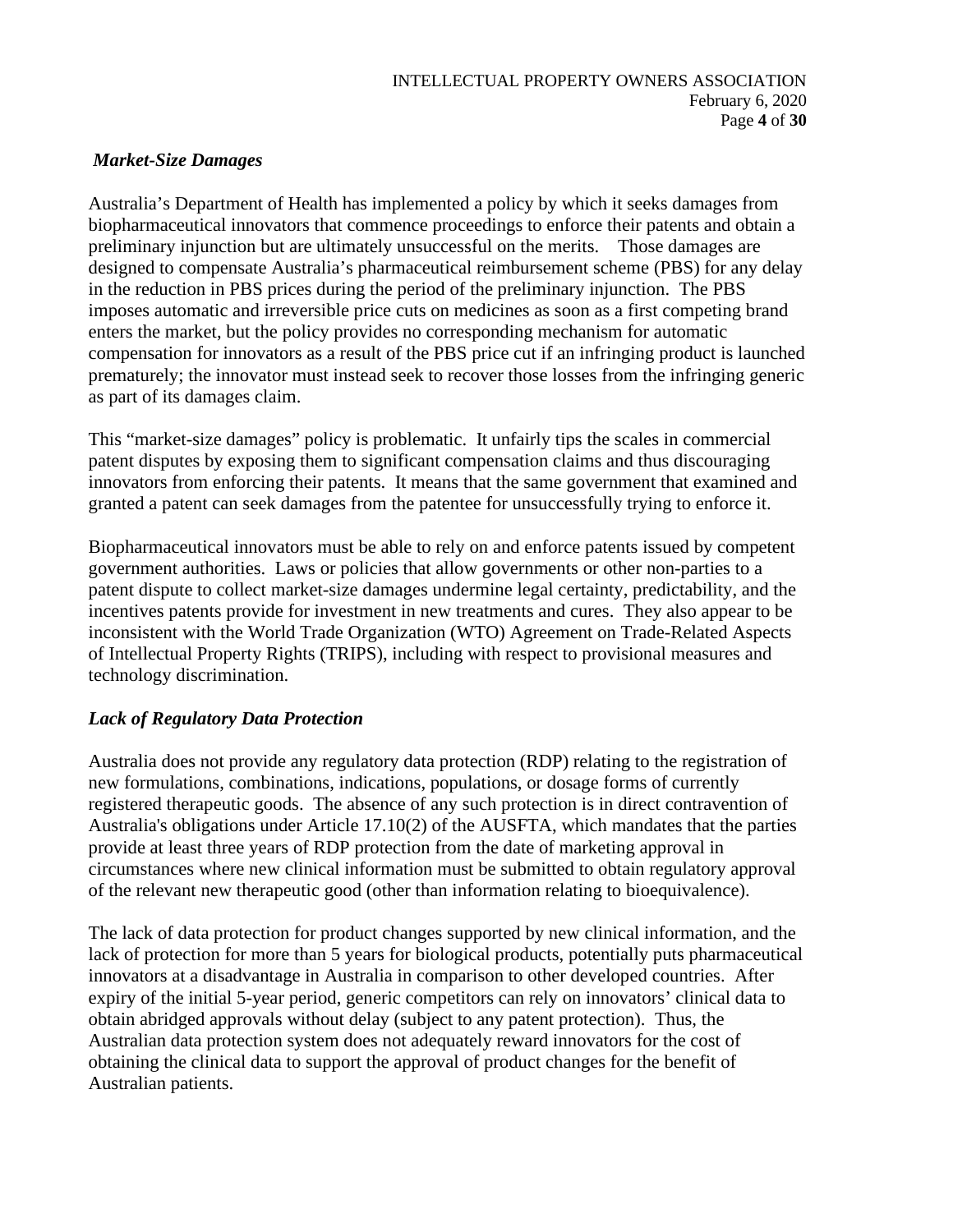### *Market-Size Damages*

Australia's Department of Health has implemented a policy by which it seeks damages from biopharmaceutical innovators that commence proceedings to enforce their patents and obtain a preliminary injunction but are ultimately unsuccessful on the merits. Those damages are designed to compensate Australia's pharmaceutical reimbursement scheme (PBS) for any delay in the reduction in PBS prices during the period of the preliminary injunction. The PBS imposes automatic and irreversible price cuts on medicines as soon as a first competing brand enters the market, but the policy provides no corresponding mechanism for automatic compensation for innovators as a result of the PBS price cut if an infringing product is launched prematurely; the innovator must instead seek to recover those losses from the infringing generic as part of its damages claim.

This "market-size damages" policy is problematic. It unfairly tips the scales in commercial patent disputes by exposing them to significant compensation claims and thus discouraging innovators from enforcing their patents. It means that the same government that examined and granted a patent can seek damages from the patentee for unsuccessfully trying to enforce it.

Biopharmaceutical innovators must be able to rely on and enforce patents issued by competent government authorities. Laws or policies that allow governments or other non-parties to a patent dispute to collect market-size damages undermine legal certainty, predictability, and the incentives patents provide for investment in new treatments and cures. They also appear to be inconsistent with the World Trade Organization (WTO) Agreement on Trade-Related Aspects of Intellectual Property Rights (TRIPS), including with respect to provisional measures and technology discrimination.

### *Lack of Regulatory Data Protection*

Australia does not provide any regulatory data protection (RDP) relating to the registration of new formulations, combinations, indications, populations, or dosage forms of currently registered therapeutic goods. The absence of any such protection is in direct contravention of Australia's obligations under Article 17.10(2) of the AUSFTA, which mandates that the parties provide at least three years of RDP protection from the date of marketing approval in circumstances where new clinical information must be submitted to obtain regulatory approval of the relevant new therapeutic good (other than information relating to bioequivalence).

The lack of data protection for product changes supported by new clinical information, and the lack of protection for more than 5 years for biological products, potentially puts pharmaceutical innovators at a disadvantage in Australia in comparison to other developed countries. After expiry of the initial 5-year period, generic competitors can rely on innovators' clinical data to obtain abridged approvals without delay (subject to any patent protection). Thus, the Australian data protection system does not adequately reward innovators for the cost of obtaining the clinical data to support the approval of product changes for the benefit of Australian patients.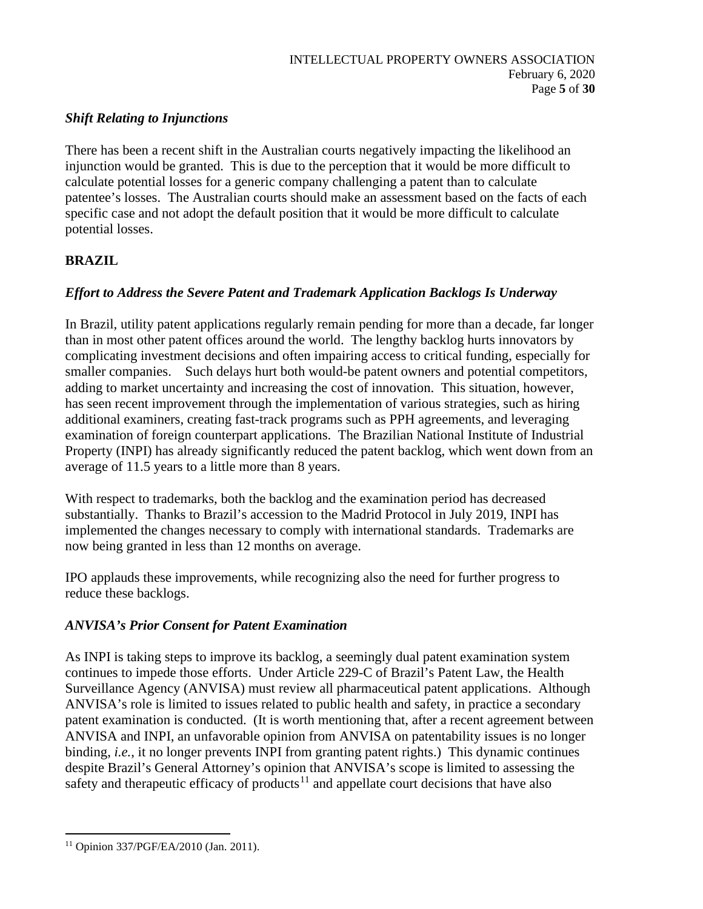### *Shift Relating to Injunctions*

There has been a recent shift in the Australian courts negatively impacting the likelihood an injunction would be granted. This is due to the perception that it would be more difficult to calculate potential losses for a generic company challenging a patent than to calculate patentee's losses. The Australian courts should make an assessment based on the facts of each specific case and not adopt the default position that it would be more difficult to calculate potential losses.

## BRAZIL

### *Effort to Address the Severe Patent and Trademark Application Backlogs Is Underway*

In Brazil, utility patent applications regularly remain pending for more than a decade, far longer than in most other patent offices around the world. The lengthy backlog hurts innovators by complicating investment decisions and often impairing access to critical funding, especially for smaller companies. Such delays hurt both would-be patent owners and potential competitors, adding to market uncertainty and increasing the cost of innovation. This situation, however, has seen recent improvement through the implementation of various strategies, such as hiring additional examiners, creating fast-track programs such as PPH agreements, and leveraging examination of foreign counterpart applications. The Brazilian National Institute of Industrial Property (INPI) has already significantly reduced the patent backlog, which went down from an average of 11.5 years to a little more than 8 years.

With respect to trademarks, both the backlog and the examination period has decreased substantially. Thanks to Brazil's accession to the Madrid Protocol in July 2019, INPI has implemented the changes necessary to comply with international standards. Trademarks are now being granted in less than 12 months on average.

IPO applauds these improvements, while recognizing also the need for further progress to reduce these backlogs.

### *ANVISA's Prior Consent for Patent Examination*

As INPI is taking steps to improve its backlog, a seemingly dual patent examination system continues to impede those efforts. Under Article 229-C of Brazil's Patent Law, the Health Surveillance Agency (ANVISA) must review all pharmaceutical patent applications. Although ANVISA's role is limited to issues related to public health and safety, in practice a secondary patent examination is conducted. (It is worth mentioning that, after a recent agreement between ANVISA and INPI, an unfavorable opinion from ANVISA on patentability issues is no longer binding, *i.e.*, it no longer prevents INPI from granting patent rights.) This dynamic continues despite Brazil's General Attorney's opinion that ANVISA's scope is limited to assessing the safety and therapeutic efficacy of products[11] and appellate court decisions that have also

[11] Opinion 337/PGF/EA/2010 (Jan. 2011).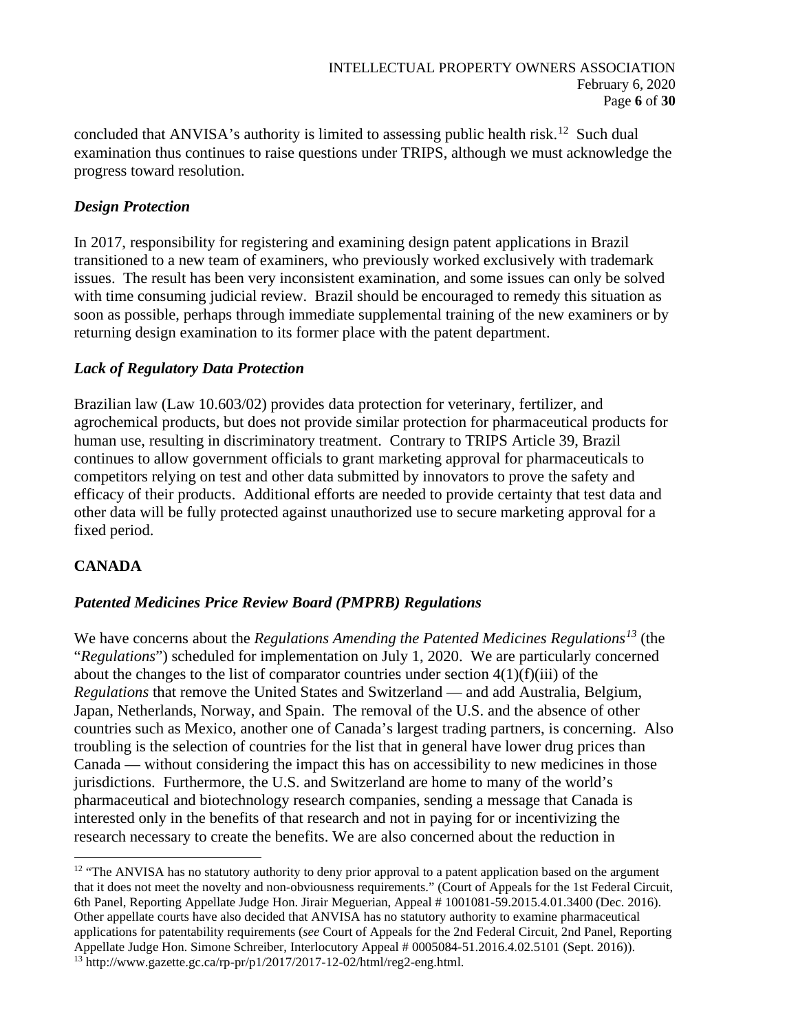concluded that ANVISA's authority is limited to assessing public health risk.[12] Such dual examination thus continues to raise questions under TRIPS, although we must acknowledge the progress toward resolution.

### *Design Protection*

In 2017, responsibility for registering and examining design patent applications in Brazil transitioned to a new team of examiners, who previously worked exclusively with trademark issues. The result has been very inconsistent examination, and some issues can only be solved with time consuming judicial review. Brazil should be encouraged to remedy this situation as soon as possible, perhaps through immediate supplemental training of the new examiners or by returning design examination to its former place with the patent department.

### *Lack of Regulatory Data Protection*

Brazilian law (Law 10.603/02) provides data protection for veterinary, fertilizer, and agrochemical products, but does not provide similar protection for pharmaceutical products for human use, resulting in discriminatory treatment. Contrary to TRIPS Article 39, Brazil continues to allow government officials to grant marketing approval for pharmaceuticals to competitors relying on test and other data submitted by innovators to prove the safety and efficacy of their products. Additional efforts are needed to provide certainty that test data and other data will be fully protected against unauthorized use to secure marketing approval for a fixed period.

## CANADA

### *Patented Medicines Price Review Board (PMPRB) Regulations*

We have concerns about the *Regulations Amending the Patented Medicines Regulations*[13] (the "*Regulations*") scheduled for implementation on July 1, 2020. We are particularly concerned about the changes to the list of comparator countries under section 4(1)(f)(iii) of the *Regulations* that remove the United States and Switzerland — and add Australia, Belgium, Japan, Netherlands, Norway, and Spain. The removal of the U.S. and the absence of other countries such as Mexico, another one of Canada's largest trading partners, is concerning. Also troubling is the selection of countries for the list that in general have lower drug prices than Canada — without considering the impact this has on accessibility to new medicines in those jurisdictions. Furthermore, the U.S. and Switzerland are home to many of the world's pharmaceutical and biotechnology research companies, sending a message that Canada is interested only in the benefits of that research and not in paying for or incentivizing the research necessary to create the benefits. We are also concerned about the reduction in

---

[12] "The ANVISA has no statutory authority to deny prior approval to a patent application based on the argument that it does not meet the novelty and non-obviousness requirements." (Court of Appeals for the 1st Federal Circuit, 6th Panel, Reporting Appellate Judge Hon. Jirair Meguerian, Appeal # 1001081-59.2015.4.01.3400 (Dec. 2016). Other appellate courts have also decided that ANVISA has no statutory authority to examine pharmaceutical applications for patentability requirements (*see* Court of Appeals for the 2nd Federal Circuit, 2nd Panel, Reporting Appellate Judge Hon. Simone Schreiber, Interlocutory Appeal # 0005084-51.2016.4.02.5101 (Sept. 2016)).

[13] http://www.gazette.gc.ca/rp-pr/p1/2017/2017-12-02/html/reg2-eng.html.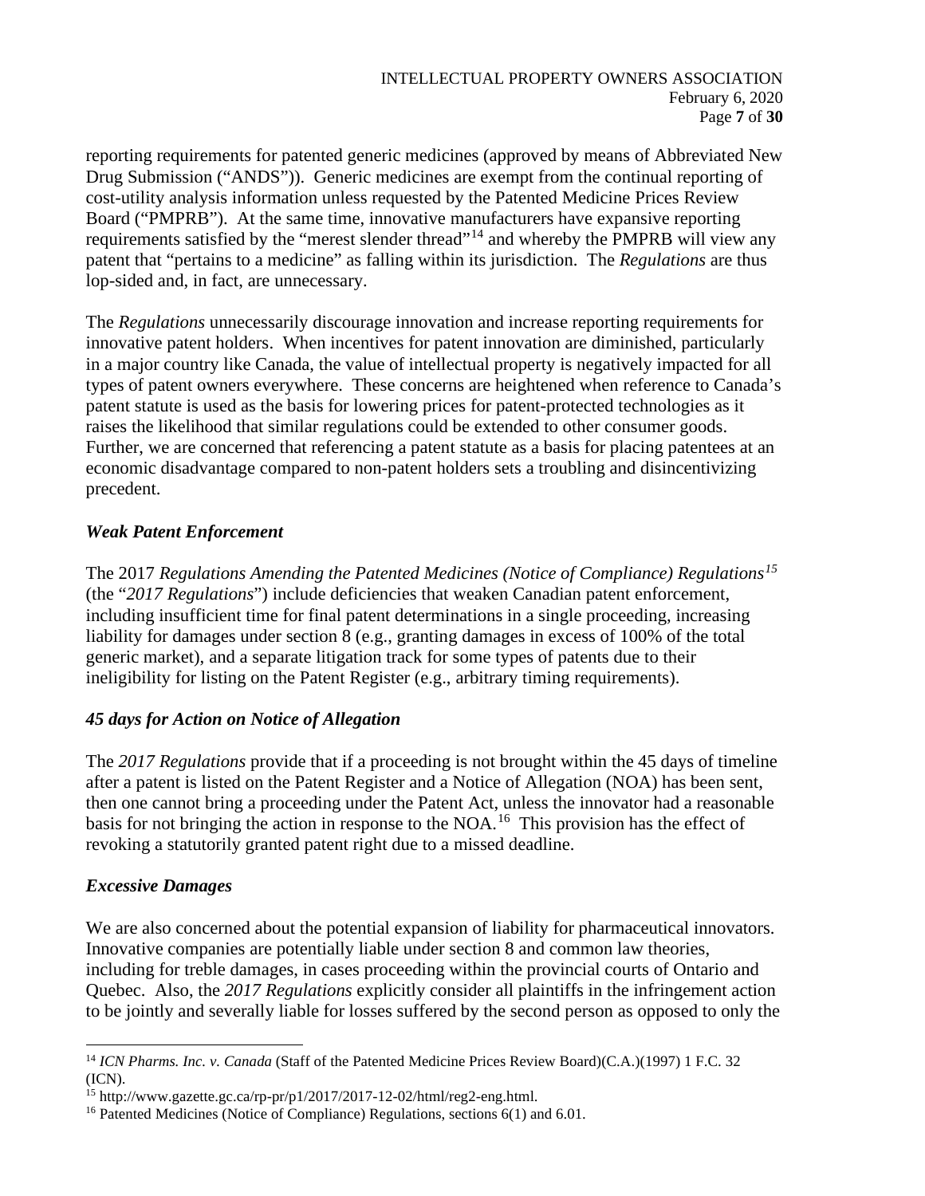reporting requirements for patented generic medicines (approved by means of Abbreviated New Drug Submission ("ANDS")). Generic medicines are exempt from the continual reporting of cost-utility analysis information unless requested by the Patented Medicine Prices Review Board ("PMPRB"). At the same time, innovative manufacturers have expansive reporting requirements satisfied by the "merest slender thread"[14] and whereby the PMPRB will view any patent that "pertains to a medicine" as falling within its jurisdiction. The *Regulations* are thus lop-sided and, in fact, are unnecessary.

The *Regulations* unnecessarily discourage innovation and increase reporting requirements for innovative patent holders. When incentives for patent innovation are diminished, particularly in a major country like Canada, the value of intellectual property is negatively impacted for all types of patent owners everywhere. These concerns are heightened when reference to Canada's patent statute is used as the basis for lowering prices for patent-protected technologies as it raises the likelihood that similar regulations could be extended to other consumer goods. Further, we are concerned that referencing a patent statute as a basis for placing patentees at an economic disadvantage compared to non-patent holders sets a troubling and disincentivizing precedent.

### *Weak Patent Enforcement*

The 2017 *Regulations Amending the Patented Medicines (Notice of Compliance) Regulations*[15] (the "*2017 Regulations*") include deficiencies that weaken Canadian patent enforcement, including insufficient time for final patent determinations in a single proceeding, increasing liability for damages under section 8 (e.g., granting damages in excess of 100% of the total generic market), and a separate litigation track for some types of patents due to their ineligibility for listing on the Patent Register (e.g., arbitrary timing requirements).

### *45 days for Action on Notice of Allegation*

The *2017 Regulations* provide that if a proceeding is not brought within the 45 days of timeline after a patent is listed on the Patent Register and a Notice of Allegation (NOA) has been sent, then one cannot bring a proceeding under the Patent Act, unless the innovator had a reasonable basis for not bringing the action in response to the NOA.[16] This provision has the effect of revoking a statutorily granted patent right due to a missed deadline.

### *Excessive Damages*

We are also concerned about the potential expansion of liability for pharmaceutical innovators. Innovative companies are potentially liable under section 8 and common law theories, including for treble damages, in cases proceeding within the provincial courts of Ontario and Quebec. Also, the *2017 Regulations* explicitly consider all plaintiffs in the infringement action to be jointly and severally liable for losses suffered by the second person as opposed to only the

---

[14] *ICN Pharms. Inc. v. Canada* (Staff of the Patented Medicine Prices Review Board)(C.A.)(1997) 1 F.C. 32 (ICN).

[15] http://www.gazette.gc.ca/rp-pr/p1/2017/2017-12-02/html/reg2-eng.html.

[16] Patented Medicines (Notice of Compliance) Regulations, sections 6(1) and 6.01.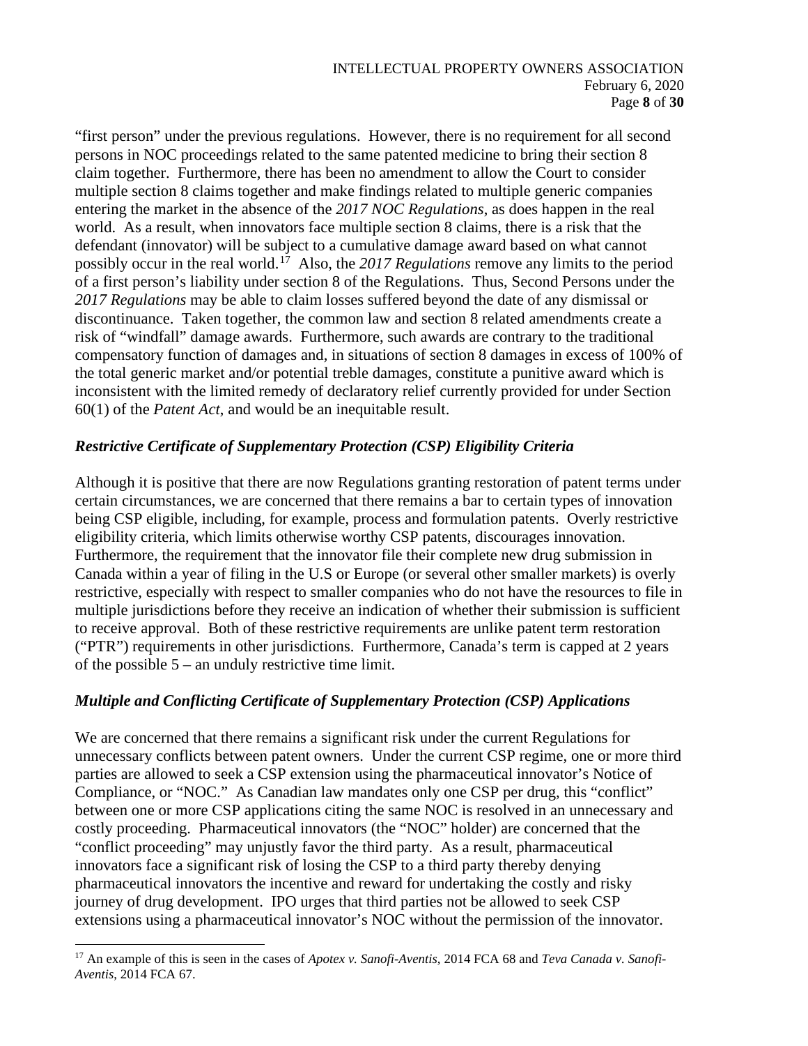"first person" under the previous regulations. However, there is no requirement for all second persons in NOC proceedings related to the same patented medicine to bring their section 8 claim together. Furthermore, there has been no amendment to allow the Court to consider multiple section 8 claims together and make findings related to multiple generic companies entering the market in the absence of the *2017 NOC Regulations*, as does happen in the real world. As a result, when innovators face multiple section 8 claims, there is a risk that the defendant (innovator) will be subject to a cumulative damage award based on what cannot possibly occur in the real world.[17] Also, the *2017 Regulations* remove any limits to the period of a first person's liability under section 8 of the Regulations. Thus, Second Persons under the *2017 Regulations* may be able to claim losses suffered beyond the date of any dismissal or discontinuance. Taken together, the common law and section 8 related amendments create a risk of "windfall" damage awards. Furthermore, such awards are contrary to the traditional compensatory function of damages and, in situations of section 8 damages in excess of 100% of the total generic market and/or potential treble damages, constitute a punitive award which is inconsistent with the limited remedy of declaratory relief currently provided for under Section 60(1) of the *Patent Act*, and would be an inequitable result.

### *Restrictive Certificate of Supplementary Protection (CSP) Eligibility Criteria*

Although it is positive that there are now Regulations granting restoration of patent terms under certain circumstances, we are concerned that there remains a bar to certain types of innovation being CSP eligible, including, for example, process and formulation patents. Overly restrictive eligibility criteria, which limits otherwise worthy CSP patents, discourages innovation. Furthermore, the requirement that the innovator file their complete new drug submission in Canada within a year of filing in the U.S or Europe (or several other smaller markets) is overly restrictive, especially with respect to smaller companies who do not have the resources to file in multiple jurisdictions before they receive an indication of whether their submission is sufficient to receive approval. Both of these restrictive requirements are unlike patent term restoration ("PTR") requirements in other jurisdictions. Furthermore, Canada's term is capped at 2 years of the possible 5 – an unduly restrictive time limit.

### *Multiple and Conflicting Certificate of Supplementary Protection (CSP) Applications*

We are concerned that there remains a significant risk under the current Regulations for unnecessary conflicts between patent owners. Under the current CSP regime, one or more third parties are allowed to seek a CSP extension using the pharmaceutical innovator's Notice of Compliance, or "NOC." As Canadian law mandates only one CSP per drug, this "conflict" between one or more CSP applications citing the same NOC is resolved in an unnecessary and costly proceeding. Pharmaceutical innovators (the "NOC" holder) are concerned that the "conflict proceeding" may unjustly favor the third party. As a result, pharmaceutical innovators face a significant risk of losing the CSP to a third party thereby denying pharmaceutical innovators the incentive and reward for undertaking the costly and risky journey of drug development. IPO urges that third parties not be allowed to seek CSP extensions using a pharmaceutical innovator's NOC without the permission of the innovator.

---

[17] An example of this is seen in the cases of *Apotex v. Sanofi-Aventis*, 2014 FCA 68 and *Teva Canada v. Sanofi-Aventis*, 2014 FCA 67.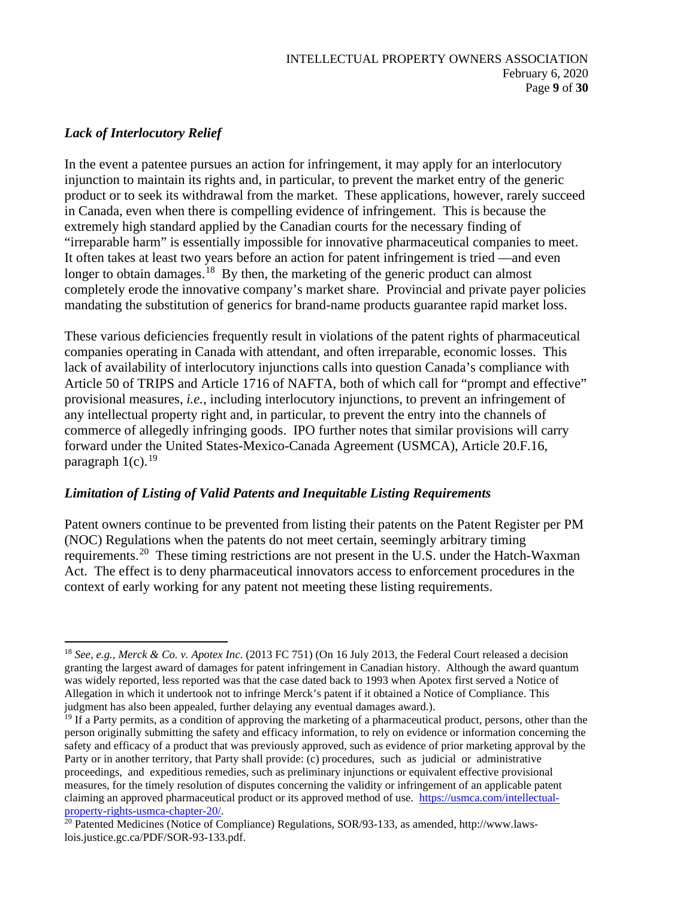### *Lack of Interlocutory Relief*

In the event a patentee pursues an action for infringement, it may apply for an interlocutory injunction to maintain its rights and, in particular, to prevent the market entry of the generic product or to seek its withdrawal from the market. These applications, however, rarely succeed in Canada, even when there is compelling evidence of infringement. This is because the extremely high standard applied by the Canadian courts for the necessary finding of "irreparable harm" is essentially impossible for innovative pharmaceutical companies to meet. It often takes at least two years before an action for patent infringement is tried —and even longer to obtain damages.[18] By then, the marketing of the generic product can almost completely erode the innovative company's market share. Provincial and private payer policies mandating the substitution of generics for brand-name products guarantee rapid market loss.

These various deficiencies frequently result in violations of the patent rights of pharmaceutical companies operating in Canada with attendant, and often irreparable, economic losses. This lack of availability of interlocutory injunctions calls into question Canada's compliance with Article 50 of TRIPS and Article 1716 of NAFTA, both of which call for "prompt and effective" provisional measures, *i.e.*, including interlocutory injunctions, to prevent an infringement of any intellectual property right and, in particular, to prevent the entry into the channels of commerce of allegedly infringing goods. IPO further notes that similar provisions will carry forward under the United States-Mexico-Canada Agreement (USMCA), Article 20.F.16, paragraph 1(c).[19]

### *Limitation of Listing of Valid Patents and Inequitable Listing Requirements*

Patent owners continue to be prevented from listing their patents on the Patent Register per PM (NOC) Regulations when the patents do not meet certain, seemingly arbitrary timing requirements.[20] These timing restrictions are not present in the U.S. under the Hatch-Waxman Act. The effect is to deny pharmaceutical innovators access to enforcement procedures in the context of early working for any patent not meeting these listing requirements.

---

[18] *See, e.g., Merck & Co. v. Apotex Inc*. (2013 FC 751) (On 16 July 2013, the Federal Court released a decision granting the largest award of damages for patent infringement in Canadian history. Although the award quantum was widely reported, less reported was that the case dated back to 1993 when Apotex first served a Notice of Allegation in which it undertook not to infringe Merck's patent if it obtained a Notice of Compliance. This judgment has also been appealed, further delaying any eventual damages award.).

[19] If a Party permits, as a condition of approving the marketing of a pharmaceutical product, persons, other than the person originally submitting the safety and efficacy information, to rely on evidence or information concerning the safety and efficacy of a product that was previously approved, such as evidence of prior marketing approval by the Party or in another territory, that Party shall provide: (c) procedures, such as judicial or administrative proceedings, and expeditious remedies, such as preliminary injunctions or equivalent effective provisional measures, for the timely resolution of disputes concerning the validity or infringement of an applicable patent claiming an approved pharmaceutical product or its approved method of use. https://usmca.com/intellectual-property-rights-usmca-chapter-20/.

[20] Patented Medicines (Notice of Compliance) Regulations, SOR/93-133, as amended, http://www.laws-lois.justice.gc.ca/PDF/SOR-93-133.pdf.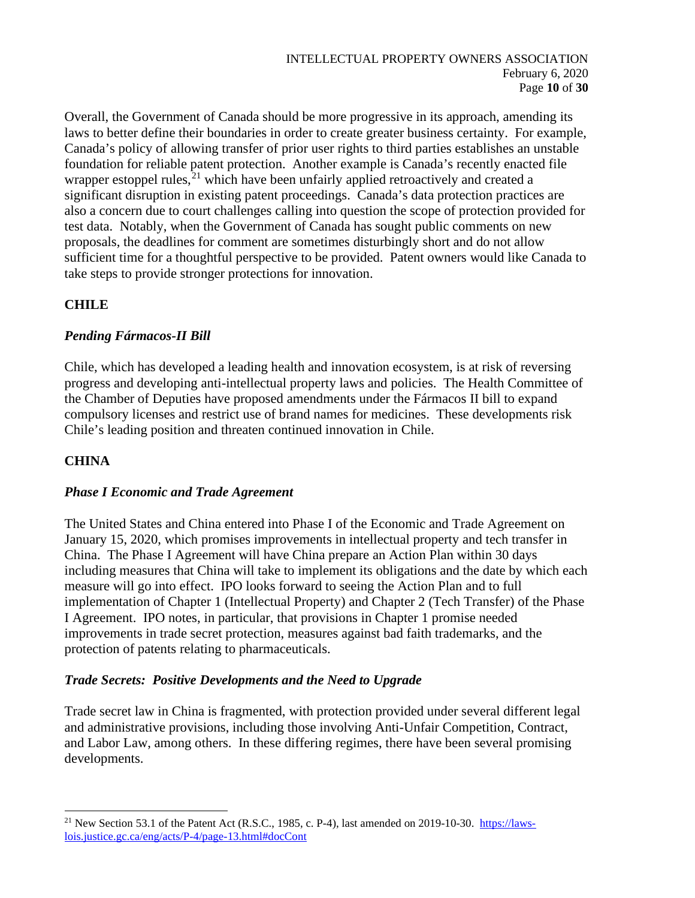Overall, the Government of Canada should be more progressive in its approach, amending its laws to better define their boundaries in order to create greater business certainty. For example, Canada's policy of allowing transfer of prior user rights to third parties establishes an unstable foundation for reliable patent protection. Another example is Canada's recently enacted file wrapper estoppel rules,[21] which have been unfairly applied retroactively and created a significant disruption in existing patent proceedings. Canada's data protection practices are also a concern due to court challenges calling into question the scope of protection provided for test data. Notably, when the Government of Canada has sought public comments on new proposals, the deadlines for comment are sometimes disturbingly short and do not allow sufficient time for a thoughtful perspective to be provided. Patent owners would like Canada to take steps to provide stronger protections for innovation.

## CHILE

### *Pending Fármacos-II Bill*

Chile, which has developed a leading health and innovation ecosystem, is at risk of reversing progress and developing anti-intellectual property laws and policies. The Health Committee of the Chamber of Deputies have proposed amendments under the Fármacos II bill to expand compulsory licenses and restrict use of brand names for medicines. These developments risk Chile's leading position and threaten continued innovation in Chile.

## CHINA

### *Phase I Economic and Trade Agreement*

The United States and China entered into Phase I of the Economic and Trade Agreement on January 15, 2020, which promises improvements in intellectual property and tech transfer in China. The Phase I Agreement will have China prepare an Action Plan within 30 days including measures that China will take to implement its obligations and the date by which each measure will go into effect. IPO looks forward to seeing the Action Plan and to full implementation of Chapter 1 (Intellectual Property) and Chapter 2 (Tech Transfer) of the Phase I Agreement. IPO notes, in particular, that provisions in Chapter 1 promise needed improvements in trade secret protection, measures against bad faith trademarks, and the protection of patents relating to pharmaceuticals.

### *Trade Secrets: Positive Developments and the Need to Upgrade*

Trade secret law in China is fragmented, with protection provided under several different legal and administrative provisions, including those involving Anti-Unfair Competition, Contract, and Labor Law, among others. In these differing regimes, there have been several promising developments.

---

[21] New Section 53.1 of the Patent Act (R.S.C., 1985, c. P-4), last amended on 2019-10-30. https://laws-lois.justice.gc.ca/eng/acts/P-4/page-13.html#docCont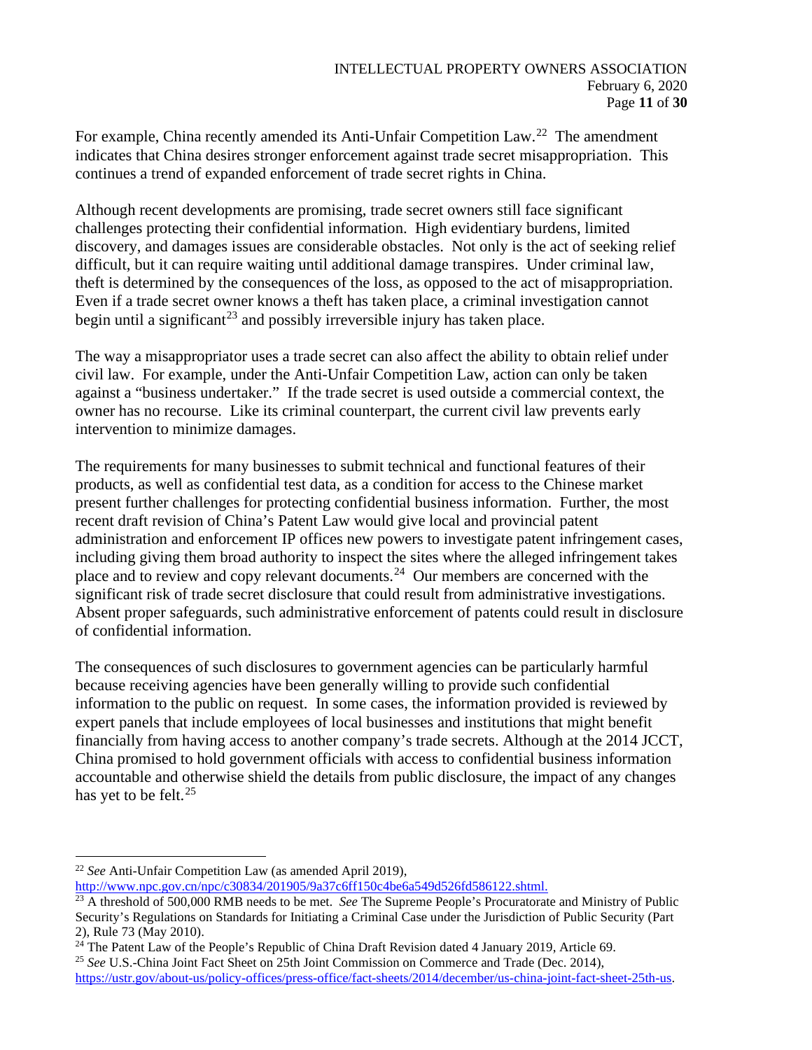For example, China recently amended its Anti-Unfair Competition Law.[22] The amendment indicates that China desires stronger enforcement against trade secret misappropriation. This continues a trend of expanded enforcement of trade secret rights in China.

Although recent developments are promising, trade secret owners still face significant challenges protecting their confidential information. High evidentiary burdens, limited discovery, and damages issues are considerable obstacles. Not only is the act of seeking relief difficult, but it can require waiting until additional damage transpires. Under criminal law, theft is determined by the consequences of the loss, as opposed to the act of misappropriation. Even if a trade secret owner knows a theft has taken place, a criminal investigation cannot begin until a significant[23] and possibly irreversible injury has taken place.

The way a misappropriator uses a trade secret can also affect the ability to obtain relief under civil law. For example, under the Anti-Unfair Competition Law, action can only be taken against a "business undertaker." If the trade secret is used outside a commercial context, the owner has no recourse. Like its criminal counterpart, the current civil law prevents early intervention to minimize damages.

The requirements for many businesses to submit technical and functional features of their products, as well as confidential test data, as a condition for access to the Chinese market present further challenges for protecting confidential business information. Further, the most recent draft revision of China's Patent Law would give local and provincial patent administration and enforcement IP offices new powers to investigate patent infringement cases, including giving them broad authority to inspect the sites where the alleged infringement takes place and to review and copy relevant documents.[24] Our members are concerned with the significant risk of trade secret disclosure that could result from administrative investigations. Absent proper safeguards, such administrative enforcement of patents could result in disclosure of confidential information.

The consequences of such disclosures to government agencies can be particularly harmful because receiving agencies have been generally willing to provide such confidential information to the public on request. In some cases, the information provided is reviewed by expert panels that include employees of local businesses and institutions that might benefit financially from having access to another company's trade secrets. Although at the 2014 JCCT, China promised to hold government officials with access to confidential business information accountable and otherwise shield the details from public disclosure, the impact of any changes has yet to be felt.[25]

---

[22] *See* Anti-Unfair Competition Law (as amended April 2019), http://www.npc.gov.cn/npc/c30834/201905/9a37c6ff150c4be6a549d526fd586122.shtml.

[23] A threshold of 500,000 RMB needs to be met. *See* The Supreme People's Procuratorate and Ministry of Public Security's Regulations on Standards for Initiating a Criminal Case under the Jurisdiction of Public Security (Part 2), Rule 73 (May 2010).

[24] The Patent Law of the People's Republic of China Draft Revision dated 4 January 2019, Article 69.

[25] *See* U.S.-China Joint Fact Sheet on 25th Joint Commission on Commerce and Trade (Dec. 2014), https://ustr.gov/about-us/policy-offices/press-office/fact-sheets/2014/december/us-china-joint-fact-sheet-25th-us.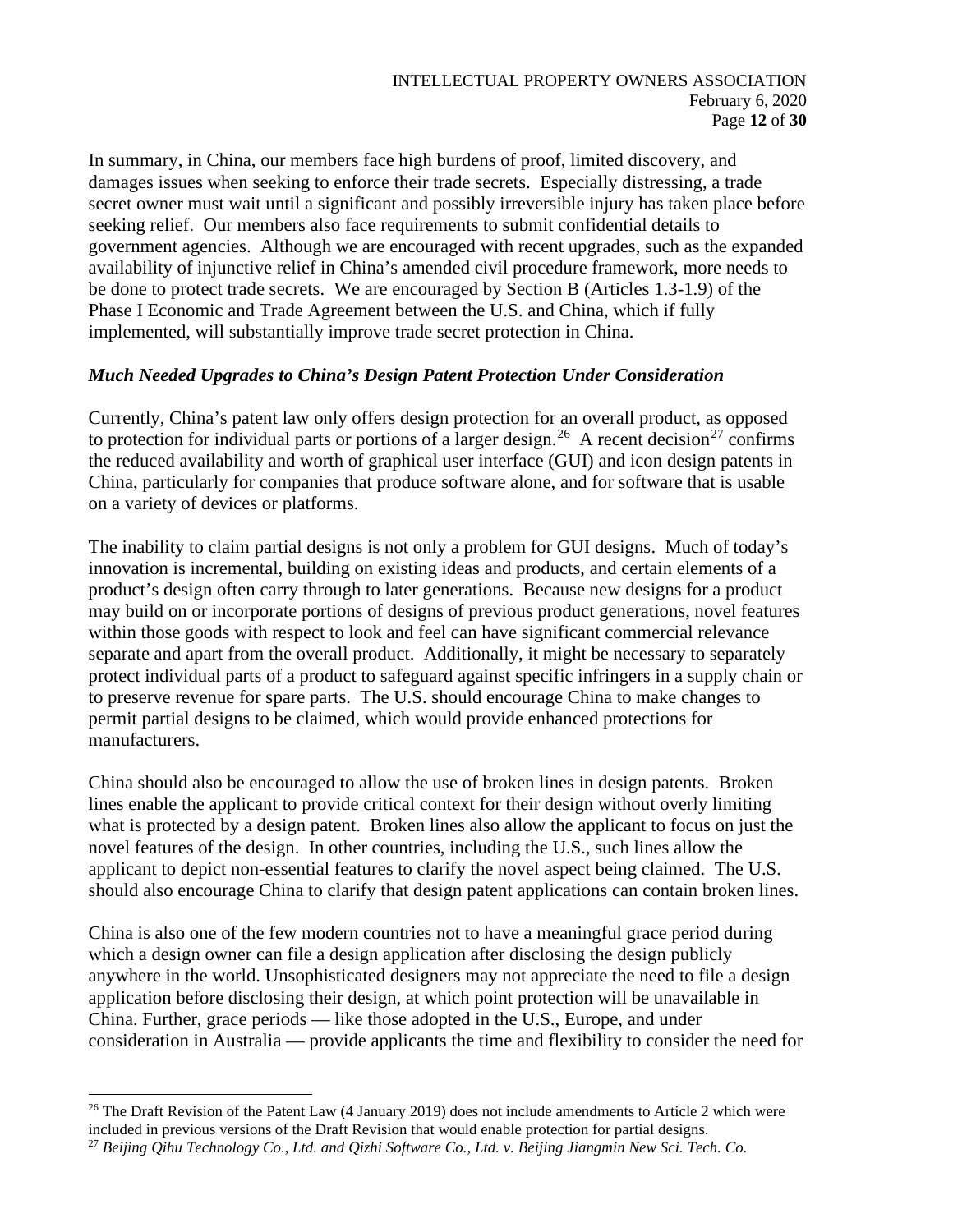In summary, in China, our members face high burdens of proof, limited discovery, and damages issues when seeking to enforce their trade secrets. Especially distressing, a trade secret owner must wait until a significant and possibly irreversible injury has taken place before seeking relief. Our members also face requirements to submit confidential details to government agencies. Although we are encouraged with recent upgrades, such as the expanded availability of injunctive relief in China's amended civil procedure framework, more needs to be done to protect trade secrets. We are encouraged by Section B (Articles 1.3-1.9) of the Phase I Economic and Trade Agreement between the U.S. and China, which if fully implemented, will substantially improve trade secret protection in China.

***Much Needed Upgrades to China's Design Patent Protection Under Consideration***

Currently, China's patent law only offers design protection for an overall product, as opposed to protection for individual parts or portions of a larger design.[26] A recent decision[27] confirms the reduced availability and worth of graphical user interface (GUI) and icon design patents in China, particularly for companies that produce software alone, and for software that is usable on a variety of devices or platforms.

The inability to claim partial designs is not only a problem for GUI designs. Much of today's innovation is incremental, building on existing ideas and products, and certain elements of a product's design often carry through to later generations. Because new designs for a product may build on or incorporate portions of designs of previous product generations, novel features within those goods with respect to look and feel can have significant commercial relevance separate and apart from the overall product. Additionally, it might be necessary to separately protect individual parts of a product to safeguard against specific infringers in a supply chain or to preserve revenue for spare parts. The U.S. should encourage China to make changes to permit partial designs to be claimed, which would provide enhanced protections for manufacturers.

China should also be encouraged to allow the use of broken lines in design patents. Broken lines enable the applicant to provide critical context for their design without overly limiting what is protected by a design patent. Broken lines also allow the applicant to focus on just the novel features of the design. In other countries, including the U.S., such lines allow the applicant to depict non-essential features to clarify the novel aspect being claimed. The U.S. should also encourage China to clarify that design patent applications can contain broken lines.

China is also one of the few modern countries not to have a meaningful grace period during which a design owner can file a design application after disclosing the design publicly anywhere in the world. Unsophisticated designers may not appreciate the need to file a design application before disclosing their design, at which point protection will be unavailable in China. Further, grace periods — like those adopted in the U.S., Europe, and under consideration in Australia — provide applicants the time and flexibility to consider the need for

---

[26] The Draft Revision of the Patent Law (4 January 2019) does not include amendments to Article 2 which were included in previous versions of the Draft Revision that would enable protection for partial designs.

[27] *Beijing Qihu Technology Co., Ltd. and Qizhi Software Co., Ltd. v. Beijing Jiangmin New Sci. Tech. Co.*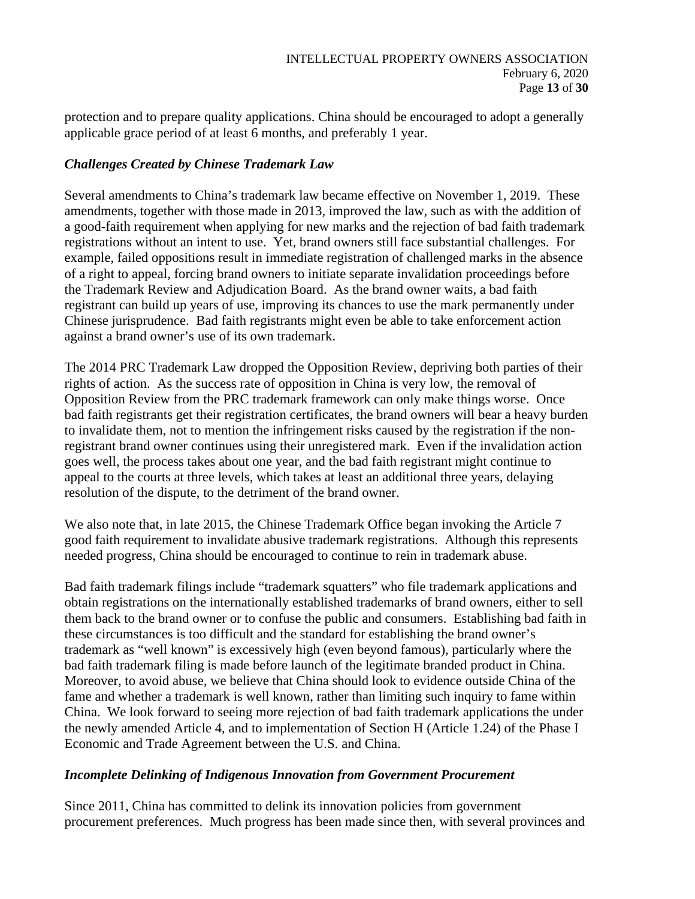protection and to prepare quality applications. China should be encouraged to adopt a generally applicable grace period of at least 6 months, and preferably 1 year.

### *Challenges Created by Chinese Trademark Law*

Several amendments to China's trademark law became effective on November 1, 2019. These amendments, together with those made in 2013, improved the law, such as with the addition of a good-faith requirement when applying for new marks and the rejection of bad faith trademark registrations without an intent to use. Yet, brand owners still face substantial challenges. For example, failed oppositions result in immediate registration of challenged marks in the absence of a right to appeal, forcing brand owners to initiate separate invalidation proceedings before the Trademark Review and Adjudication Board. As the brand owner waits, a bad faith registrant can build up years of use, improving its chances to use the mark permanently under Chinese jurisprudence. Bad faith registrants might even be able to take enforcement action against a brand owner's use of its own trademark.

The 2014 PRC Trademark Law dropped the Opposition Review, depriving both parties of their rights of action. As the success rate of opposition in China is very low, the removal of Opposition Review from the PRC trademark framework can only make things worse. Once bad faith registrants get their registration certificates, the brand owners will bear a heavy burden to invalidate them, not to mention the infringement risks caused by the registration if the non-registrant brand owner continues using their unregistered mark. Even if the invalidation action goes well, the process takes about one year, and the bad faith registrant might continue to appeal to the courts at three levels, which takes at least an additional three years, delaying resolution of the dispute, to the detriment of the brand owner.

We also note that, in late 2015, the Chinese Trademark Office began invoking the Article 7 good faith requirement to invalidate abusive trademark registrations. Although this represents needed progress, China should be encouraged to continue to rein in trademark abuse.

Bad faith trademark filings include "trademark squatters" who file trademark applications and obtain registrations on the internationally established trademarks of brand owners, either to sell them back to the brand owner or to confuse the public and consumers. Establishing bad faith in these circumstances is too difficult and the standard for establishing the brand owner's trademark as "well known" is excessively high (even beyond famous), particularly where the bad faith trademark filing is made before launch of the legitimate branded product in China. Moreover, to avoid abuse, we believe that China should look to evidence outside China of the fame and whether a trademark is well known, rather than limiting such inquiry to fame within China. We look forward to seeing more rejection of bad faith trademark applications the under the newly amended Article 4, and to implementation of Section H (Article 1.24) of the Phase I Economic and Trade Agreement between the U.S. and China.

### *Incomplete Delinking of Indigenous Innovation from Government Procurement*

Since 2011, China has committed to delink its innovation policies from government procurement preferences. Much progress has been made since then, with several provinces and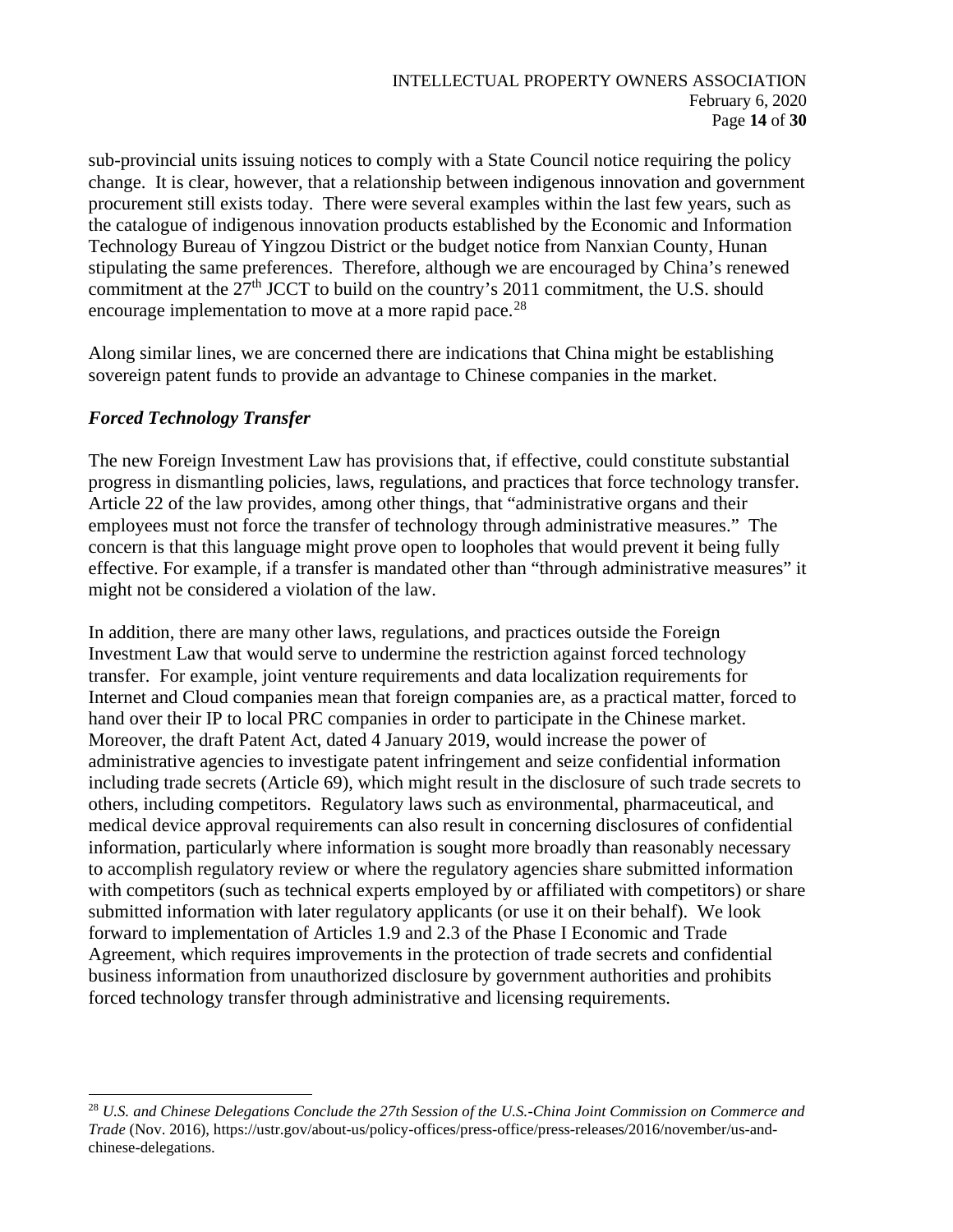sub-provincial units issuing notices to comply with a State Council notice requiring the policy change. It is clear, however, that a relationship between indigenous innovation and government procurement still exists today. There were several examples within the last few years, such as the catalogue of indigenous innovation products established by the Economic and Information Technology Bureau of Yingzou District or the budget notice from Nanxian County, Hunan stipulating the same preferences. Therefore, although we are encouraged by China's renewed commitment at the 27th JCCT to build on the country's 2011 commitment, the U.S. should encourage implementation to move at a more rapid pace.[28]

Along similar lines, we are concerned there are indications that China might be establishing sovereign patent funds to provide an advantage to Chinese companies in the market.

### *Forced Technology Transfer*

The new Foreign Investment Law has provisions that, if effective, could constitute substantial progress in dismantling policies, laws, regulations, and practices that force technology transfer. Article 22 of the law provides, among other things, that "administrative organs and their employees must not force the transfer of technology through administrative measures." The concern is that this language might prove open to loopholes that would prevent it being fully effective. For example, if a transfer is mandated other than "through administrative measures" it might not be considered a violation of the law.

In addition, there are many other laws, regulations, and practices outside the Foreign Investment Law that would serve to undermine the restriction against forced technology transfer. For example, joint venture requirements and data localization requirements for Internet and Cloud companies mean that foreign companies are, as a practical matter, forced to hand over their IP to local PRC companies in order to participate in the Chinese market. Moreover, the draft Patent Act, dated 4 January 2019, would increase the power of administrative agencies to investigate patent infringement and seize confidential information including trade secrets (Article 69), which might result in the disclosure of such trade secrets to others, including competitors. Regulatory laws such as environmental, pharmaceutical, and medical device approval requirements can also result in concerning disclosures of confidential information, particularly where information is sought more broadly than reasonably necessary to accomplish regulatory review or where the regulatory agencies share submitted information with competitors (such as technical experts employed by or affiliated with competitors) or share submitted information with later regulatory applicants (or use it on their behalf). We look forward to implementation of Articles 1.9 and 2.3 of the Phase I Economic and Trade Agreement, which requires improvements in the protection of trade secrets and confidential business information from unauthorized disclosure by government authorities and prohibits forced technology transfer through administrative and licensing requirements.

---

[28] *U.S. and Chinese Delegations Conclude the 27th Session of the U.S.-China Joint Commission on Commerce and Trade* (Nov. 2016), https://ustr.gov/about-us/policy-offices/press-office/press-releases/2016/november/us-and-chinese-delegations.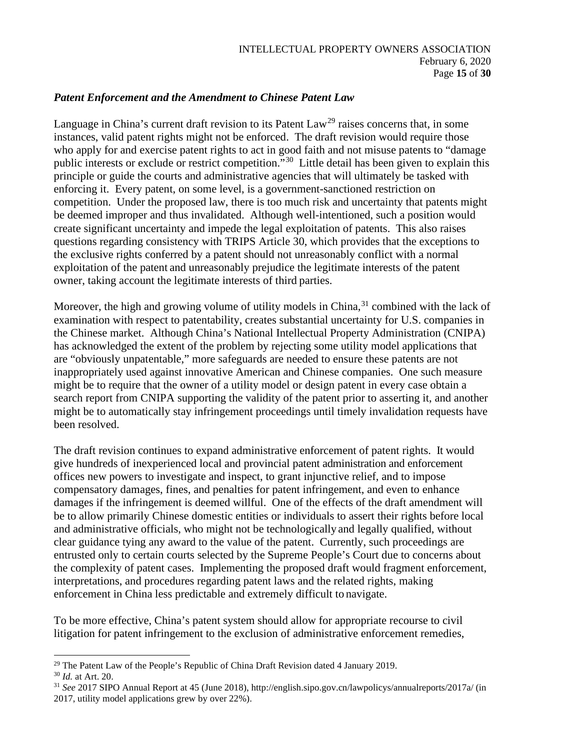***Patent Enforcement and the Amendment to Chinese Patent Law***

Language in China's current draft revision to its Patent Law[29] raises concerns that, in some instances, valid patent rights might not be enforced. The draft revision would require those who apply for and exercise patent rights to act in good faith and not misuse patents to "damage public interests or exclude or restrict competition."[30] Little detail has been given to explain this principle or guide the courts and administrative agencies that will ultimately be tasked with enforcing it. Every patent, on some level, is a government-sanctioned restriction on competition. Under the proposed law, there is too much risk and uncertainty that patents might be deemed improper and thus invalidated. Although well-intentioned, such a position would create significant uncertainty and impede the legal exploitation of patents. This also raises questions regarding consistency with TRIPS Article 30, which provides that the exceptions to the exclusive rights conferred by a patent should not unreasonably conflict with a normal exploitation of the patent and unreasonably prejudice the legitimate interests of the patent owner, taking account the legitimate interests of third parties.

Moreover, the high and growing volume of utility models in China,[31] combined with the lack of examination with respect to patentability, creates substantial uncertainty for U.S. companies in the Chinese market. Although China's National Intellectual Property Administration (CNIPA) has acknowledged the extent of the problem by rejecting some utility model applications that are "obviously unpatentable," more safeguards are needed to ensure these patents are not inappropriately used against innovative American and Chinese companies. One such measure might be to require that the owner of a utility model or design patent in every case obtain a search report from CNIPA supporting the validity of the patent prior to asserting it, and another might be to automatically stay infringement proceedings until timely invalidation requests have been resolved.

The draft revision continues to expand administrative enforcement of patent rights. It would give hundreds of inexperienced local and provincial patent administration and enforcement offices new powers to investigate and inspect, to grant injunctive relief, and to impose compensatory damages, fines, and penalties for patent infringement, and even to enhance damages if the infringement is deemed willful. One of the effects of the draft amendment will be to allow primarily Chinese domestic entities or individuals to assert their rights before local and administrative officials, who might not be technologically and legally qualified, without clear guidance tying any award to the value of the patent. Currently, such proceedings are entrusted only to certain courts selected by the Supreme People's Court due to concerns about the complexity of patent cases. Implementing the proposed draft would fragment enforcement, interpretations, and procedures regarding patent laws and the related rights, making enforcement in China less predictable and extremely difficult to navigate.

To be more effective, China's patent system should allow for appropriate recourse to civil litigation for patent infringement to the exclusion of administrative enforcement remedies,

---

[29] The Patent Law of the People's Republic of China Draft Revision dated 4 January 2019.

[30] *Id.* at Art. 20.

[31] *See* 2017 SIPO Annual Report at 45 (June 2018), http://english.sipo.gov.cn/lawpolicys/annualreports/2017a/ (in 2017, utility model applications grew by over 22%).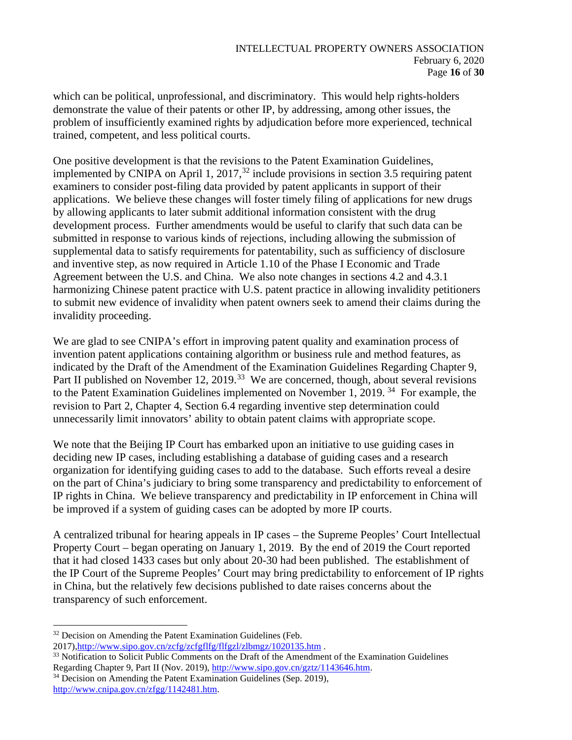which can be political, unprofessional, and discriminatory. This would help rights-holders demonstrate the value of their patents or other IP, by addressing, among other issues, the problem of insufficiently examined rights by adjudication before more experienced, technical trained, competent, and less political courts.

One positive development is that the revisions to the Patent Examination Guidelines, implemented by CNIPA on April 1, 2017,[32] include provisions in section 3.5 requiring patent examiners to consider post-filing data provided by patent applicants in support of their applications. We believe these changes will foster timely filing of applications for new drugs by allowing applicants to later submit additional information consistent with the drug development process. Further amendments would be useful to clarify that such data can be submitted in response to various kinds of rejections, including allowing the submission of supplemental data to satisfy requirements for patentability, such as sufficiency of disclosure and inventive step, as now required in Article 1.10 of the Phase I Economic and Trade Agreement between the U.S. and China. We also note changes in sections 4.2 and 4.3.1 harmonizing Chinese patent practice with U.S. patent practice in allowing invalidity petitioners to submit new evidence of invalidity when patent owners seek to amend their claims during the invalidity proceeding.

We are glad to see CNIPA's effort in improving patent quality and examination process of invention patent applications containing algorithm or business rule and method features, as indicated by the Draft of the Amendment of the Examination Guidelines Regarding Chapter 9, Part II published on November 12, 2019.[33] We are concerned, though, about several revisions to the Patent Examination Guidelines implemented on November 1, 2019.[34] For example, the revision to Part 2, Chapter 4, Section 6.4 regarding inventive step determination could unnecessarily limit innovators' ability to obtain patent claims with appropriate scope.

We note that the Beijing IP Court has embarked upon an initiative to use guiding cases in deciding new IP cases, including establishing a database of guiding cases and a research organization for identifying guiding cases to add to the database. Such efforts reveal a desire on the part of China's judiciary to bring some transparency and predictability to enforcement of IP rights in China. We believe transparency and predictability in IP enforcement in China will be improved if a system of guiding cases can be adopted by more IP courts.

A centralized tribunal for hearing appeals in IP cases – the Supreme Peoples' Court Intellectual Property Court – began operating on January 1, 2019. By the end of 2019 the Court reported that it had closed 1433 cases but only about 20-30 had been published. The establishment of the IP Court of the Supreme Peoples' Court may bring predictability to enforcement of IP rights in China, but the relatively few decisions published to date raises concerns about the transparency of such enforcement.

---

[32] Decision on Amending the Patent Examination Guidelines (Feb. 2017),http://www.sipo.gov.cn/zcfg/zcfgflfg/flfgzl/zlbmgz/1020135.htm .

[33] Notification to Solicit Public Comments on the Draft of the Amendment of the Examination Guidelines Regarding Chapter 9, Part II (Nov. 2019), http://www.sipo.gov.cn/gztz/1143646.htm.

[34] Decision on Amending the Patent Examination Guidelines (Sep. 2019), http://www.cnipa.gov.cn/zfgg/1142481.htm.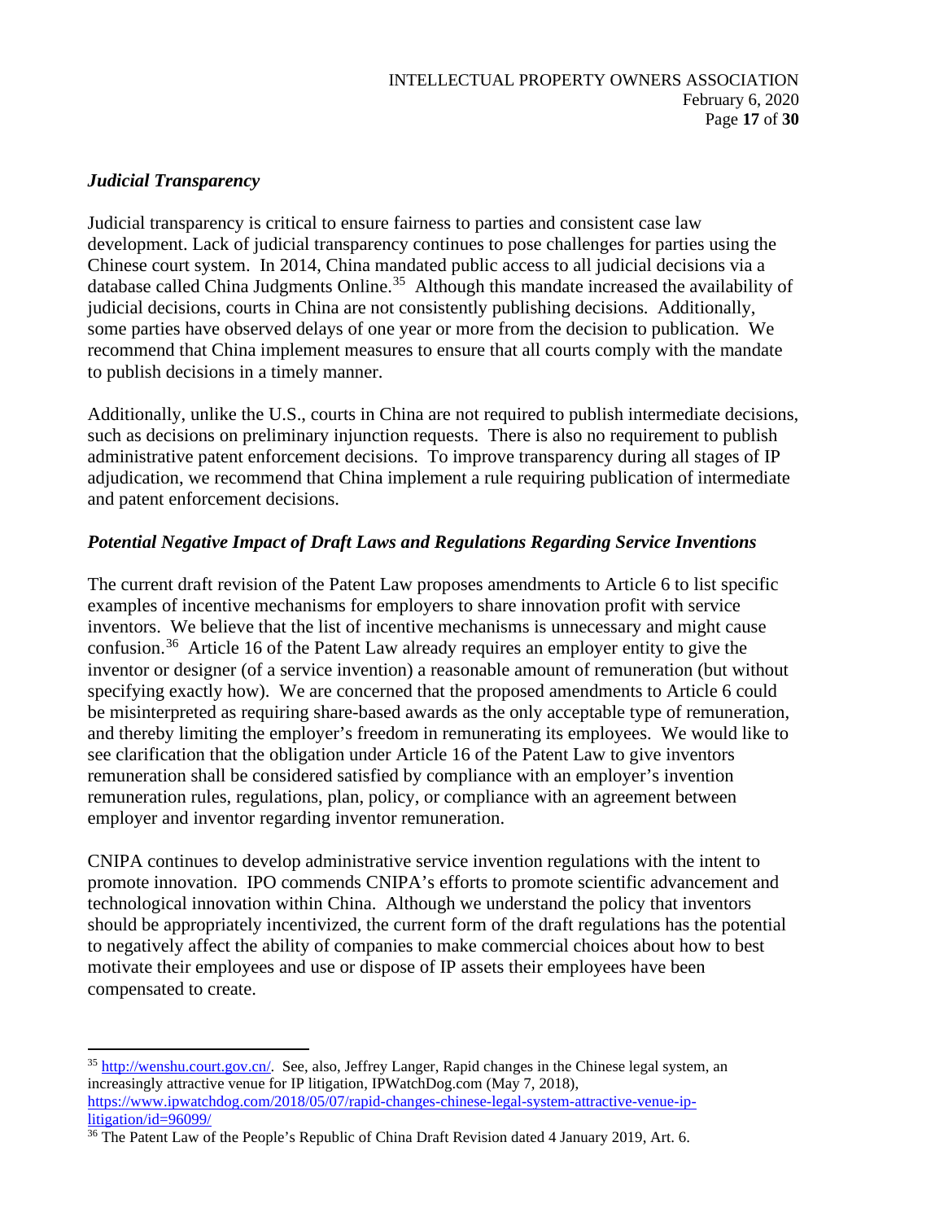### *Judicial Transparency*

Judicial transparency is critical to ensure fairness to parties and consistent case law development. Lack of judicial transparency continues to pose challenges for parties using the Chinese court system. In 2014, China mandated public access to all judicial decisions via a database called China Judgments Online.[35] Although this mandate increased the availability of judicial decisions, courts in China are not consistently publishing decisions. Additionally, some parties have observed delays of one year or more from the decision to publication. We recommend that China implement measures to ensure that all courts comply with the mandate to publish decisions in a timely manner.

Additionally, unlike the U.S., courts in China are not required to publish intermediate decisions, such as decisions on preliminary injunction requests. There is also no requirement to publish administrative patent enforcement decisions. To improve transparency during all stages of IP adjudication, we recommend that China implement a rule requiring publication of intermediate and patent enforcement decisions.

### *Potential Negative Impact of Draft Laws and Regulations Regarding Service Inventions*

The current draft revision of the Patent Law proposes amendments to Article 6 to list specific examples of incentive mechanisms for employers to share innovation profit with service inventors. We believe that the list of incentive mechanisms is unnecessary and might cause confusion.[36] Article 16 of the Patent Law already requires an employer entity to give the inventor or designer (of a service invention) a reasonable amount of remuneration (but without specifying exactly how). We are concerned that the proposed amendments to Article 6 could be misinterpreted as requiring share-based awards as the only acceptable type of remuneration, and thereby limiting the employer's freedom in remunerating its employees. We would like to see clarification that the obligation under Article 16 of the Patent Law to give inventors remuneration shall be considered satisfied by compliance with an employer's invention remuneration rules, regulations, plan, policy, or compliance with an agreement between employer and inventor regarding inventor remuneration.

CNIPA continues to develop administrative service invention regulations with the intent to promote innovation. IPO commends CNIPA's efforts to promote scientific advancement and technological innovation within China. Although we understand the policy that inventors should be appropriately incentivized, the current form of the draft regulations has the potential to negatively affect the ability of companies to make commercial choices about how to best motivate their employees and use or dispose of IP assets their employees have been compensated to create.

---

[35] http://wenshu.court.gov.cn/. See, also, Jeffrey Langer, Rapid changes in the Chinese legal system, an increasingly attractive venue for IP litigation, IPWatchDog.com (May 7, 2018), https://www.ipwatchdog.com/2018/05/07/rapid-changes-chinese-legal-system-attractive-venue-ip-litigation/id=96099/

[36] The Patent Law of the People's Republic of China Draft Revision dated 4 January 2019, Art. 6.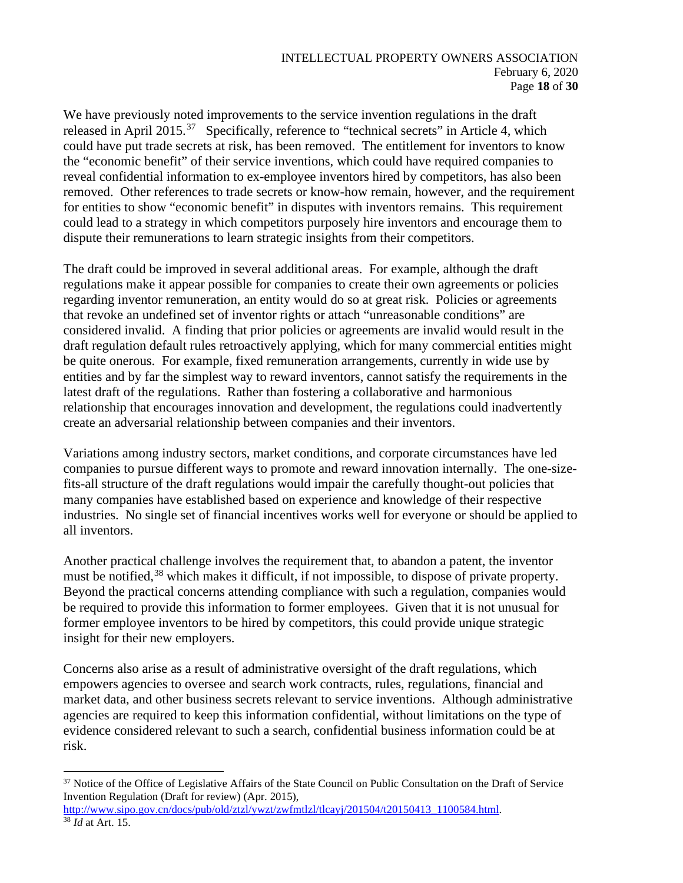We have previously noted improvements to the service invention regulations in the draft released in April 2015.[37] Specifically, reference to "technical secrets" in Article 4, which could have put trade secrets at risk, has been removed. The entitlement for inventors to know the "economic benefit" of their service inventions, which could have required companies to reveal confidential information to ex-employee inventors hired by competitors, has also been removed. Other references to trade secrets or know-how remain, however, and the requirement for entities to show "economic benefit" in disputes with inventors remains. This requirement could lead to a strategy in which competitors purposely hire inventors and encourage them to dispute their remunerations to learn strategic insights from their competitors.

The draft could be improved in several additional areas. For example, although the draft regulations make it appear possible for companies to create their own agreements or policies regarding inventor remuneration, an entity would do so at great risk. Policies or agreements that revoke an undefined set of inventor rights or attach "unreasonable conditions" are considered invalid. A finding that prior policies or agreements are invalid would result in the draft regulation default rules retroactively applying, which for many commercial entities might be quite onerous. For example, fixed remuneration arrangements, currently in wide use by entities and by far the simplest way to reward inventors, cannot satisfy the requirements in the latest draft of the regulations. Rather than fostering a collaborative and harmonious relationship that encourages innovation and development, the regulations could inadvertently create an adversarial relationship between companies and their inventors.

Variations among industry sectors, market conditions, and corporate circumstances have led companies to pursue different ways to promote and reward innovation internally. The one-size-fits-all structure of the draft regulations would impair the carefully thought-out policies that many companies have established based on experience and knowledge of their respective industries. No single set of financial incentives works well for everyone or should be applied to all inventors.

Another practical challenge involves the requirement that, to abandon a patent, the inventor must be notified,[38] which makes it difficult, if not impossible, to dispose of private property. Beyond the practical concerns attending compliance with such a regulation, companies would be required to provide this information to former employees. Given that it is not unusual for former employee inventors to be hired by competitors, this could provide unique strategic insight for their new employers.

Concerns also arise as a result of administrative oversight of the draft regulations, which empowers agencies to oversee and search work contracts, rules, regulations, financial and market data, and other business secrets relevant to service inventions. Although administrative agencies are required to keep this information confidential, without limitations on the type of evidence considered relevant to such a search, confidential business information could be at risk.

---

[37] Notice of the Office of Legislative Affairs of the State Council on Public Consultation on the Draft of Service Invention Regulation (Draft for review) (Apr. 2015), http://www.sipo.gov.cn/docs/pub/old/ztzl/ywzt/zwfmtlzl/tlcayj/201504/t20150413_1100584.html.

[38] *Id* at Art. 15.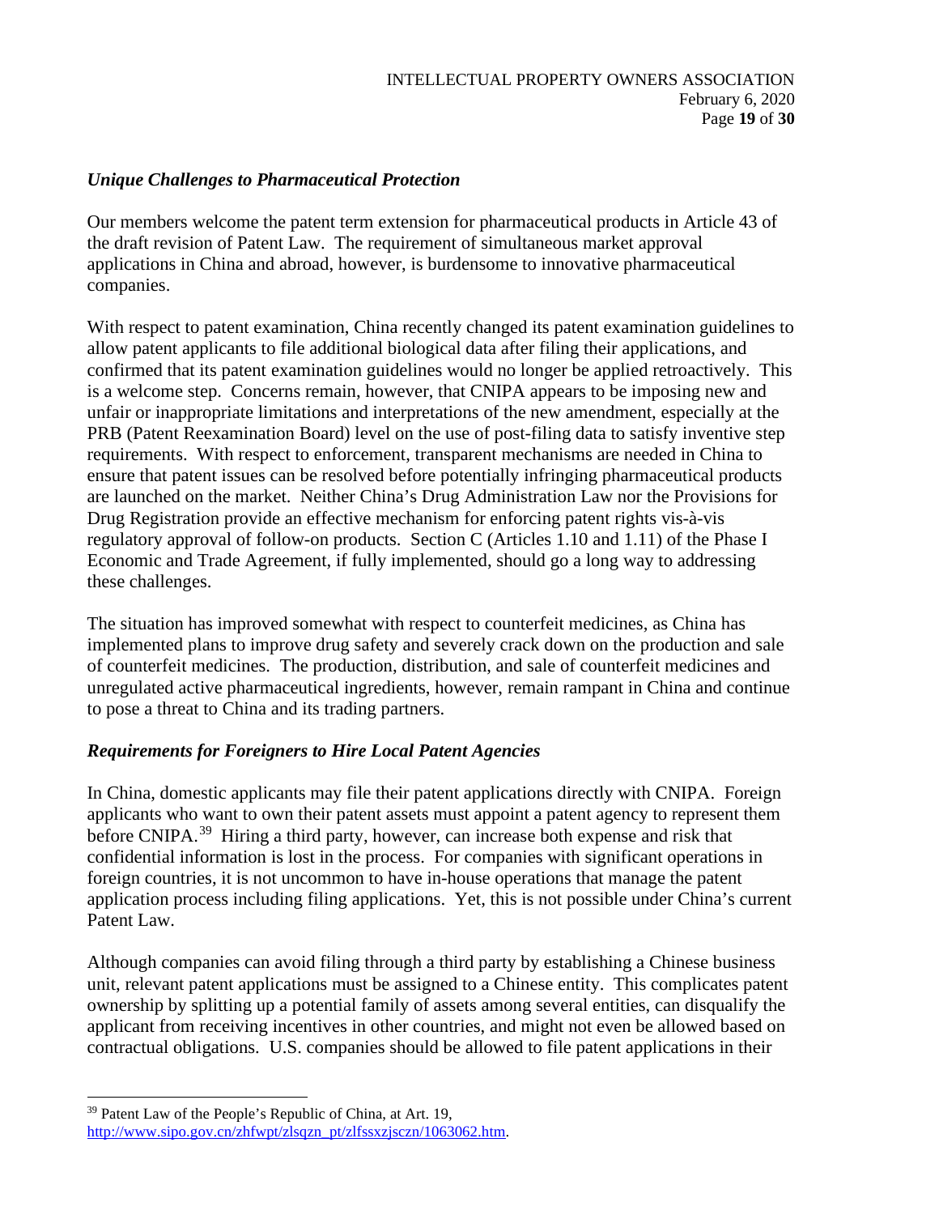### *Unique Challenges to Pharmaceutical Protection*

Our members welcome the patent term extension for pharmaceutical products in Article 43 of the draft revision of Patent Law. The requirement of simultaneous market approval applications in China and abroad, however, is burdensome to innovative pharmaceutical companies.

With respect to patent examination, China recently changed its patent examination guidelines to allow patent applicants to file additional biological data after filing their applications, and confirmed that its patent examination guidelines would no longer be applied retroactively. This is a welcome step. Concerns remain, however, that CNIPA appears to be imposing new and unfair or inappropriate limitations and interpretations of the new amendment, especially at the PRB (Patent Reexamination Board) level on the use of post-filing data to satisfy inventive step requirements. With respect to enforcement, transparent mechanisms are needed in China to ensure that patent issues can be resolved before potentially infringing pharmaceutical products are launched on the market. Neither China's Drug Administration Law nor the Provisions for Drug Registration provide an effective mechanism for enforcing patent rights vis-à-vis regulatory approval of follow-on products. Section C (Articles 1.10 and 1.11) of the Phase I Economic and Trade Agreement, if fully implemented, should go a long way to addressing these challenges.

The situation has improved somewhat with respect to counterfeit medicines, as China has implemented plans to improve drug safety and severely crack down on the production and sale of counterfeit medicines. The production, distribution, and sale of counterfeit medicines and unregulated active pharmaceutical ingredients, however, remain rampant in China and continue to pose a threat to China and its trading partners.

### *Requirements for Foreigners to Hire Local Patent Agencies*

In China, domestic applicants may file their patent applications directly with CNIPA. Foreign applicants who want to own their patent assets must appoint a patent agency to represent them before CNIPA.[39] Hiring a third party, however, can increase both expense and risk that confidential information is lost in the process. For companies with significant operations in foreign countries, it is not uncommon to have in-house operations that manage the patent application process including filing applications. Yet, this is not possible under China's current Patent Law.

Although companies can avoid filing through a third party by establishing a Chinese business unit, relevant patent applications must be assigned to a Chinese entity. This complicates patent ownership by splitting up a potential family of assets among several entities, can disqualify the applicant from receiving incentives in other countries, and might not even be allowed based on contractual obligations. U.S. companies should be allowed to file patent applications in their

---

[39] Patent Law of the People's Republic of China, at Art. 19, http://www.sipo.gov.cn/zhfwpt/zlsqzn_pt/zlfssxzjsczn/1063062.htm.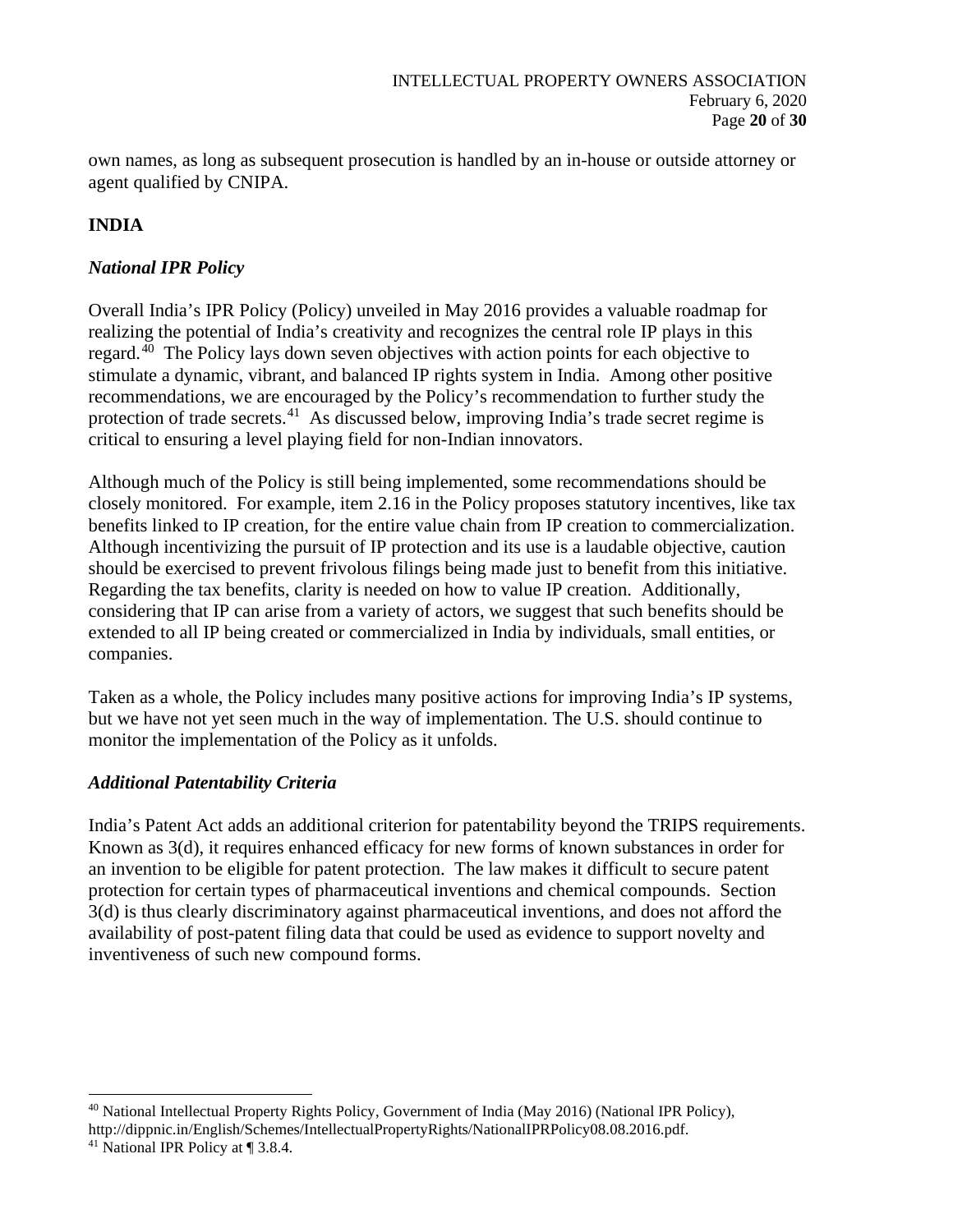own names, as long as subsequent prosecution is handled by an in-house or outside attorney or agent qualified by CNIPA.

## INDIA

### *National IPR Policy*

Overall India's IPR Policy (Policy) unveiled in May 2016 provides a valuable roadmap for realizing the potential of India's creativity and recognizes the central role IP plays in this regard.[40] The Policy lays down seven objectives with action points for each objective to stimulate a dynamic, vibrant, and balanced IP rights system in India. Among other positive recommendations, we are encouraged by the Policy's recommendation to further study the protection of trade secrets.[41] As discussed below, improving India's trade secret regime is critical to ensuring a level playing field for non-Indian innovators.

Although much of the Policy is still being implemented, some recommendations should be closely monitored. For example, item 2.16 in the Policy proposes statutory incentives, like tax benefits linked to IP creation, for the entire value chain from IP creation to commercialization. Although incentivizing the pursuit of IP protection and its use is a laudable objective, caution should be exercised to prevent frivolous filings being made just to benefit from this initiative. Regarding the tax benefits, clarity is needed on how to value IP creation. Additionally, considering that IP can arise from a variety of actors, we suggest that such benefits should be extended to all IP being created or commercialized in India by individuals, small entities, or companies.

Taken as a whole, the Policy includes many positive actions for improving India's IP systems, but we have not yet seen much in the way of implementation. The U.S. should continue to monitor the implementation of the Policy as it unfolds.

### *Additional Patentability Criteria*

India's Patent Act adds an additional criterion for patentability beyond the TRIPS requirements. Known as 3(d), it requires enhanced efficacy for new forms of known substances in order for an invention to be eligible for patent protection. The law makes it difficult to secure patent protection for certain types of pharmaceutical inventions and chemical compounds. Section 3(d) is thus clearly discriminatory against pharmaceutical inventions, and does not afford the availability of post-patent filing data that could be used as evidence to support novelty and inventiveness of such new compound forms.

---

[40] National Intellectual Property Rights Policy, Government of India (May 2016) (National IPR Policy), http://dippnic.in/English/Schemes/IntellectualPropertyRights/NationalIPRPolicy08.08.2016.pdf.

[41] National IPR Policy at ¶ 3.8.4.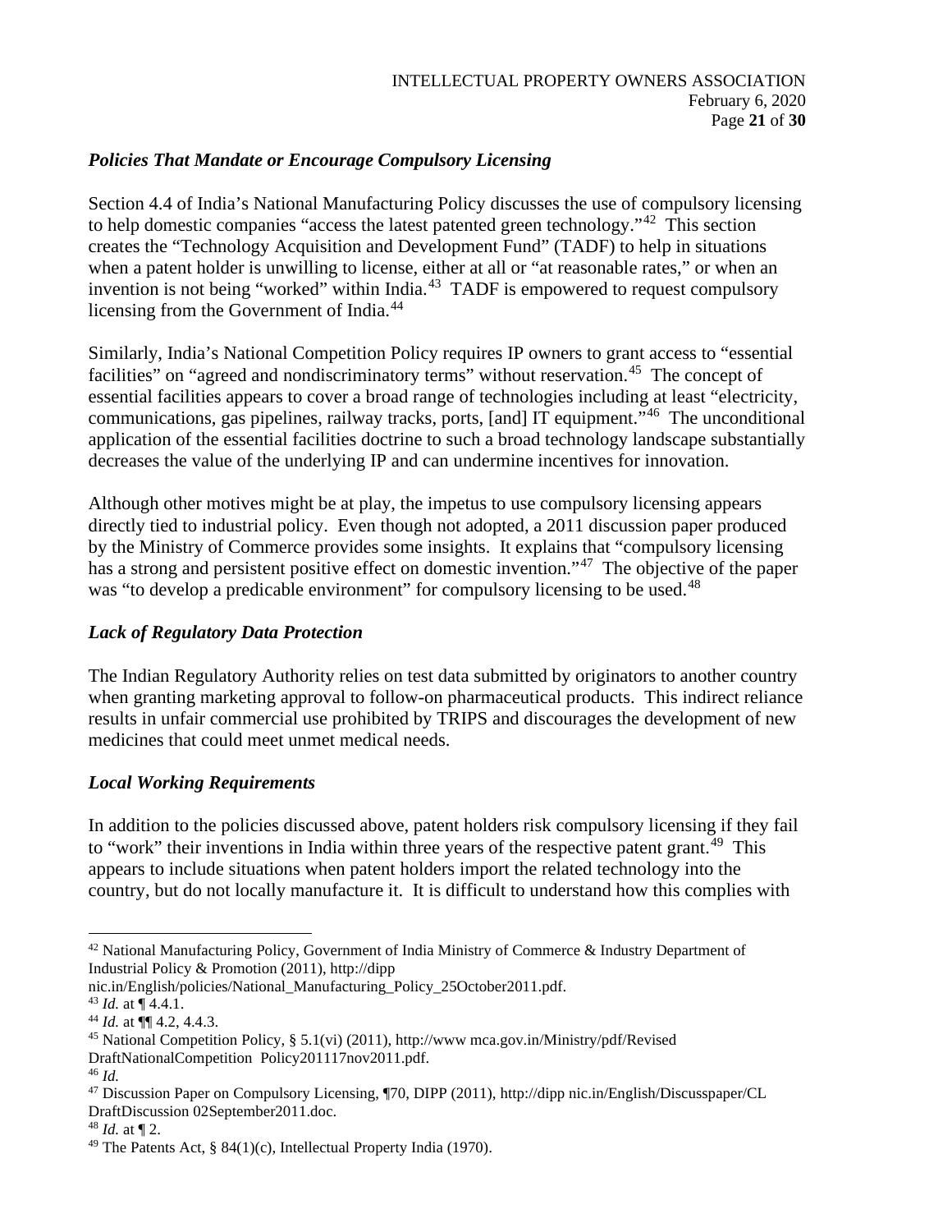*Policies That Mandate or Encourage Compulsory Licensing*

Section 4.4 of India's National Manufacturing Policy discusses the use of compulsory licensing to help domestic companies "access the latest patented green technology."[42] This section creates the "Technology Acquisition and Development Fund" (TADF) to help in situations when a patent holder is unwilling to license, either at all or "at reasonable rates," or when an invention is not being "worked" within India.[43] TADF is empowered to request compulsory licensing from the Government of India.[44]

Similarly, India's National Competition Policy requires IP owners to grant access to "essential facilities" on "agreed and nondiscriminatory terms" without reservation.[45] The concept of essential facilities appears to cover a broad range of technologies including at least "electricity, communications, gas pipelines, railway tracks, ports, [and] IT equipment."[46] The unconditional application of the essential facilities doctrine to such a broad technology landscape substantially decreases the value of the underlying IP and can undermine incentives for innovation.

Although other motives might be at play, the impetus to use compulsory licensing appears directly tied to industrial policy. Even though not adopted, a 2011 discussion paper produced by the Ministry of Commerce provides some insights. It explains that "compulsory licensing has a strong and persistent positive effect on domestic invention."[47] The objective of the paper was "to develop a predicable environment" for compulsory licensing to be used.[48]

*Lack of Regulatory Data Protection*

The Indian Regulatory Authority relies on test data submitted by originators to another country when granting marketing approval to follow-on pharmaceutical products. This indirect reliance results in unfair commercial use prohibited by TRIPS and discourages the development of new medicines that could meet unmet medical needs.

*Local Working Requirements*

In addition to the policies discussed above, patent holders risk compulsory licensing if they fail to "work" their inventions in India within three years of the respective patent grant.[49] This appears to include situations when patent holders import the related technology into the country, but do not locally manufacture it. It is difficult to understand how this complies with

---

[42] National Manufacturing Policy, Government of India Ministry of Commerce & Industry Department of Industrial Policy & Promotion (2011), http://dipp nic.in/English/policies/National_Manufacturing_Policy_25October2011.pdf.

[43] *Id.* at ¶ 4.4.1.

[44] *Id.* at ¶¶ 4.2, 4.4.3.

[45] National Competition Policy, § 5.1(vi) (2011), http://www mca.gov.in/Ministry/pdf/Revised DraftNationalCompetition Policy201117nov2011.pdf.

[46] *Id.*

[47] Discussion Paper on Compulsory Licensing, ¶70, DIPP (2011), http://dipp nic.in/English/Discusspaper/CL DraftDiscussion 02September2011.doc.

[48] *Id.* at ¶ 2.

[49] The Patents Act, § 84(1)(c), Intellectual Property India (1970).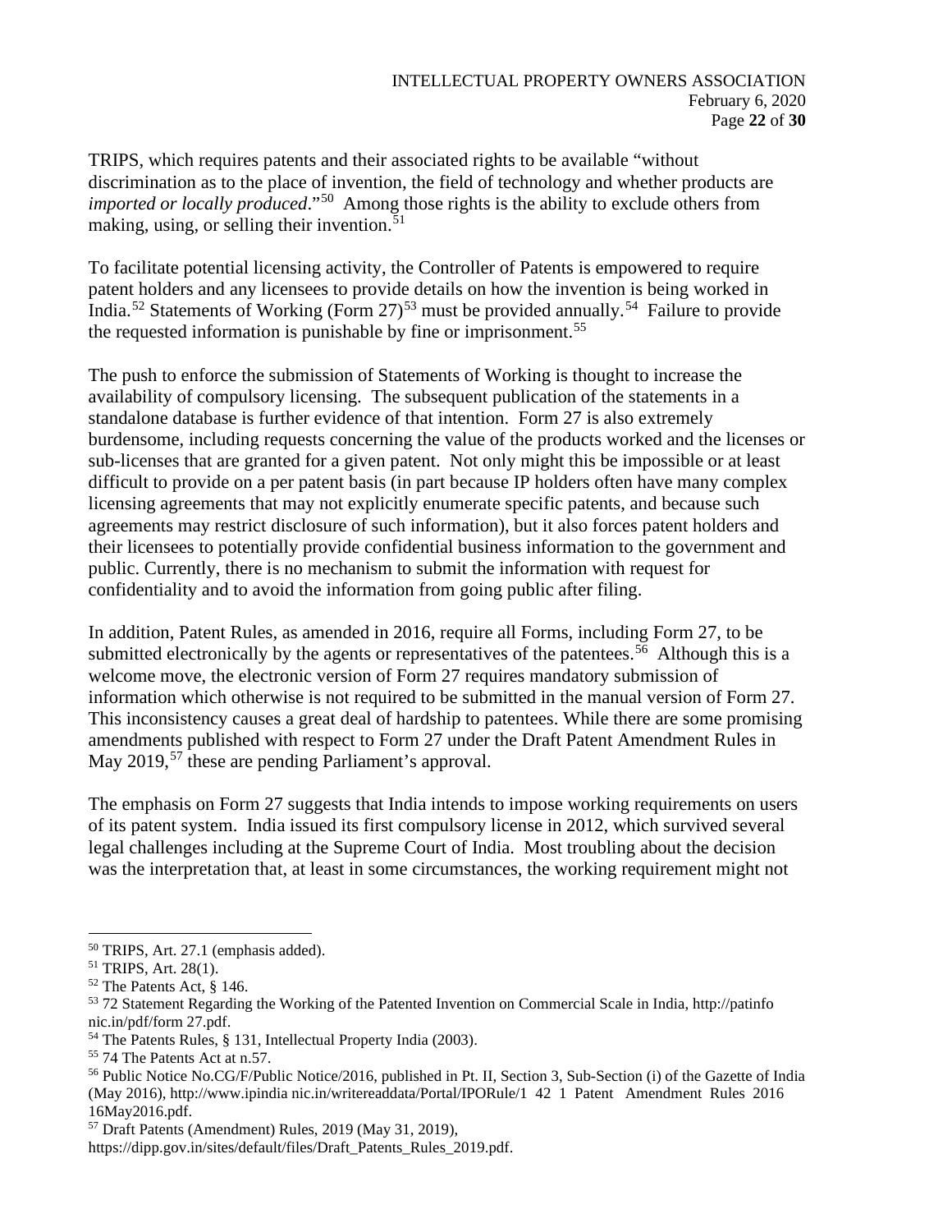TRIPS, which requires patents and their associated rights to be available "without discrimination as to the place of invention, the field of technology and whether products are *imported or locally produced*."[50] Among those rights is the ability to exclude others from making, using, or selling their invention.[51]

To facilitate potential licensing activity, the Controller of Patents is empowered to require patent holders and any licensees to provide details on how the invention is being worked in India.[52] Statements of Working (Form 27)[53] must be provided annually.[54] Failure to provide the requested information is punishable by fine or imprisonment.[55]

The push to enforce the submission of Statements of Working is thought to increase the availability of compulsory licensing. The subsequent publication of the statements in a standalone database is further evidence of that intention. Form 27 is also extremely burdensome, including requests concerning the value of the products worked and the licenses or sub-licenses that are granted for a given patent. Not only might this be impossible or at least difficult to provide on a per patent basis (in part because IP holders often have many complex licensing agreements that may not explicitly enumerate specific patents, and because such agreements may restrict disclosure of such information), but it also forces patent holders and their licensees to potentially provide confidential business information to the government and public. Currently, there is no mechanism to submit the information with request for confidentiality and to avoid the information from going public after filing.

In addition, Patent Rules, as amended in 2016, require all Forms, including Form 27, to be submitted electronically by the agents or representatives of the patentees.[56] Although this is a welcome move, the electronic version of Form 27 requires mandatory submission of information which otherwise is not required to be submitted in the manual version of Form 27. This inconsistency causes a great deal of hardship to patentees. While there are some promising amendments published with respect to Form 27 under the Draft Patent Amendment Rules in May 2019,[57] these are pending Parliament's approval.

The emphasis on Form 27 suggests that India intends to impose working requirements on users of its patent system. India issued its first compulsory license in 2012, which survived several legal challenges including at the Supreme Court of India. Most troubling about the decision was the interpretation that, at least in some circumstances, the working requirement might not

---

[50] TRIPS, Art. 27.1 (emphasis added).

[51] TRIPS, Art. 28(1).

[52] The Patents Act, § 146.

[53] 72 Statement Regarding the Working of the Patented Invention on Commercial Scale in India, http://patinfo nic.in/pdf/form 27.pdf.

[54] The Patents Rules, § 131, Intellectual Property India (2003).

[55] 74 The Patents Act at n.57.

[56] Public Notice No.CG/F/Public Notice/2016, published in Pt. II, Section 3, Sub-Section (i) of the Gazette of India (May 2016), http://www.ipindia nic.in/writereaddata/Portal/IPORule/1 42 1 Patent Amendment Rules 2016 16May2016.pdf.

[57] Draft Patents (Amendment) Rules, 2019 (May 31, 2019), https://dipp.gov.in/sites/default/files/Draft_Patents_Rules_2019.pdf.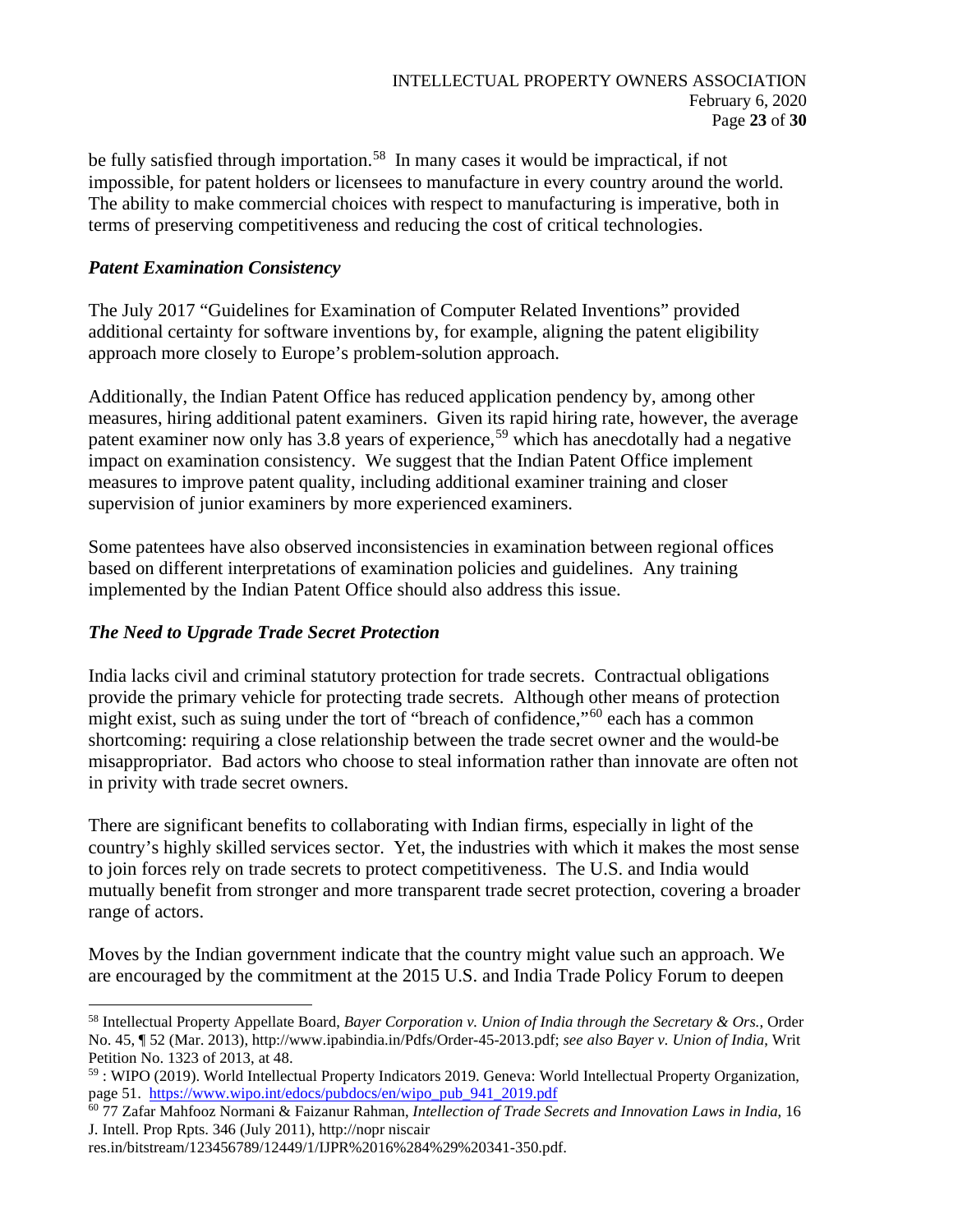be fully satisfied through importation.[58] In many cases it would be impractical, if not impossible, for patent holders or licensees to manufacture in every country around the world. The ability to make commercial choices with respect to manufacturing is imperative, both in terms of preserving competitiveness and reducing the cost of critical technologies.

### *Patent Examination Consistency*

The July 2017 "Guidelines for Examination of Computer Related Inventions" provided additional certainty for software inventions by, for example, aligning the patent eligibility approach more closely to Europe's problem-solution approach.

Additionally, the Indian Patent Office has reduced application pendency by, among other measures, hiring additional patent examiners. Given its rapid hiring rate, however, the average patent examiner now only has 3.8 years of experience,[59] which has anecdotally had a negative impact on examination consistency. We suggest that the Indian Patent Office implement measures to improve patent quality, including additional examiner training and closer supervision of junior examiners by more experienced examiners.

Some patentees have also observed inconsistencies in examination between regional offices based on different interpretations of examination policies and guidelines. Any training implemented by the Indian Patent Office should also address this issue.

### *The Need to Upgrade Trade Secret Protection*

India lacks civil and criminal statutory protection for trade secrets. Contractual obligations provide the primary vehicle for protecting trade secrets. Although other means of protection might exist, such as suing under the tort of "breach of confidence,"[60] each has a common shortcoming: requiring a close relationship between the trade secret owner and the would-be misappropriator. Bad actors who choose to steal information rather than innovate are often not in privity with trade secret owners.

There are significant benefits to collaborating with Indian firms, especially in light of the country's highly skilled services sector. Yet, the industries with which it makes the most sense to join forces rely on trade secrets to protect competitiveness. The U.S. and India would mutually benefit from stronger and more transparent trade secret protection, covering a broader range of actors.

Moves by the Indian government indicate that the country might value such an approach. We are encouraged by the commitment at the 2015 U.S. and India Trade Policy Forum to deepen

---

[58] Intellectual Property Appellate Board, *Bayer Corporation v. Union of India through the Secretary & Ors.*, Order No. 45, ¶ 52 (Mar. 2013), http://www.ipabindia.in/Pdfs/Order-45-2013.pdf; *see also Bayer v. Union of India*, Writ Petition No. 1323 of 2013, at 48.

[59] : WIPO (2019). World Intellectual Property Indicators 2019. Geneva: World Intellectual Property Organization, page 51. https://www.wipo.int/edocs/pubdocs/en/wipo_pub_941_2019.pdf

[60] 77 Zafar Mahfooz Normani & Faizanur Rahman, *Intellection of Trade Secrets and Innovation Laws in India*, 16 J. Intell. Prop Rpts. 346 (July 2011), http://nopr niscair res.in/bitstream/123456789/12449/1/IJPR%2016%284%29%20341-350.pdf.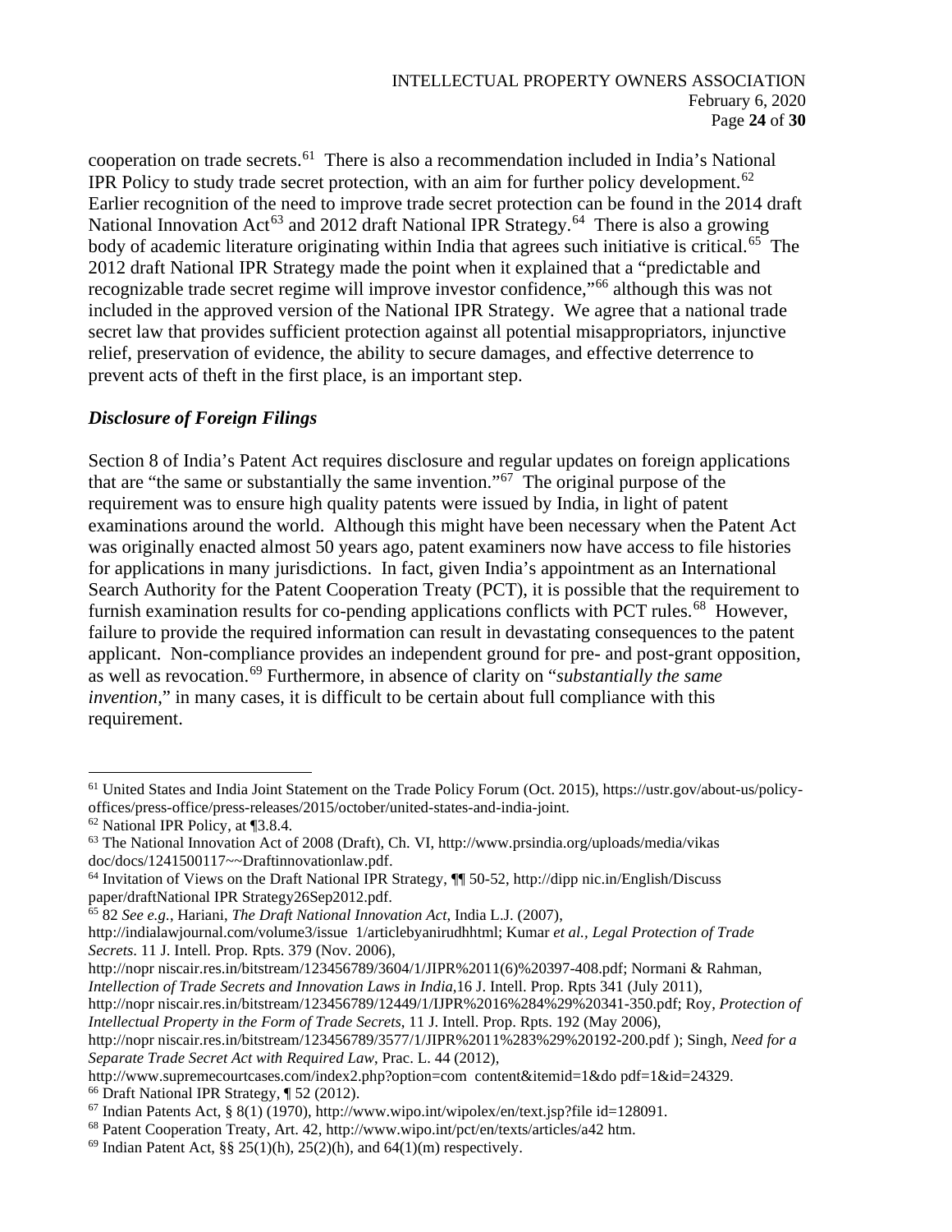cooperation on trade secrets.[61] There is also a recommendation included in India's National IPR Policy to study trade secret protection, with an aim for further policy development.[62] Earlier recognition of the need to improve trade secret protection can be found in the 2014 draft National Innovation Act[63] and 2012 draft National IPR Strategy.[64] There is also a growing body of academic literature originating within India that agrees such initiative is critical.[65] The 2012 draft National IPR Strategy made the point when it explained that a "predictable and recognizable trade secret regime will improve investor confidence,"[66] although this was not included in the approved version of the National IPR Strategy. We agree that a national trade secret law that provides sufficient protection against all potential misappropriators, injunctive relief, preservation of evidence, the ability to secure damages, and effective deterrence to prevent acts of theft in the first place, is an important step.

### *Disclosure of Foreign Filings*

Section 8 of India's Patent Act requires disclosure and regular updates on foreign applications that are "the same or substantially the same invention."[67] The original purpose of the requirement was to ensure high quality patents were issued by India, in light of patent examinations around the world. Although this might have been necessary when the Patent Act was originally enacted almost 50 years ago, patent examiners now have access to file histories for applications in many jurisdictions. In fact, given India's appointment as an International Search Authority for the Patent Cooperation Treaty (PCT), it is possible that the requirement to furnish examination results for co-pending applications conflicts with PCT rules.[68] However, failure to provide the required information can result in devastating consequences to the patent applicant. Non-compliance provides an independent ground for pre- and post-grant opposition, as well as revocation.[69] Furthermore, in absence of clarity on "*substantially the same invention*," in many cases, it is difficult to be certain about full compliance with this requirement.

---

[61] United States and India Joint Statement on the Trade Policy Forum (Oct. 2015), https://ustr.gov/about-us/policy-offices/press-office/press-releases/2015/october/united-states-and-india-joint.

[62] National IPR Policy, at ¶3.8.4.

[63] The National Innovation Act of 2008 (Draft), Ch. VI, http://www.prsindia.org/uploads/media/vikas doc/docs/1241500117~~Draftinnovationlaw.pdf.

[64] Invitation of Views on the Draft National IPR Strategy, ¶¶ 50-52, http://dipp nic.in/English/Discuss paper/draftNational IPR Strategy26Sep2012.pdf.

[65] 82 *See e.g.*, Hariani, *The Draft National Innovation Act*, India L.J. (2007), http://indialawjournal.com/volume3/issue 1/articlebyanirudhhtml; Kumar *et al.*, *Legal Protection of Trade Secrets*. 11 J. Intell. Prop. Rpts. 379 (Nov. 2006), http://nopr niscair.res.in/bitstream/123456789/3604/1/JIPR%2011(6)%20397-408.pdf; Normani & Rahman, *Intellection of Trade Secrets and Innovation Laws in India*,16 J. Intell. Prop. Rpts 341 (July 2011), http://nopr niscair.res.in/bitstream/123456789/12449/1/IJPR%2016%284%29%20341-350.pdf; Roy, *Protection of Intellectual Property in the Form of Trade Secrets*, 11 J. Intell. Prop. Rpts. 192 (May 2006), http://nopr niscair.res.in/bitstream/123456789/3577/1/JIPR%2011%283%29%20192-200.pdf ); Singh, *Need for a Separate Trade Secret Act with Required Law*, Prac. L. 44 (2012), http://www.supremecourtcases.com/index2.php?option=com content&itemid=1&do pdf=1&id=24329.

[66] Draft National IPR Strategy, ¶ 52 (2012).

[67] Indian Patents Act, § 8(1) (1970), http://www.wipo.int/wipolex/en/text.jsp?file id=128091.

[68] Patent Cooperation Treaty, Art. 42, http://www.wipo.int/pct/en/texts/articles/a42 htm.

[69] Indian Patent Act, §§ 25(1)(h), 25(2)(h), and 64(1)(m) respectively.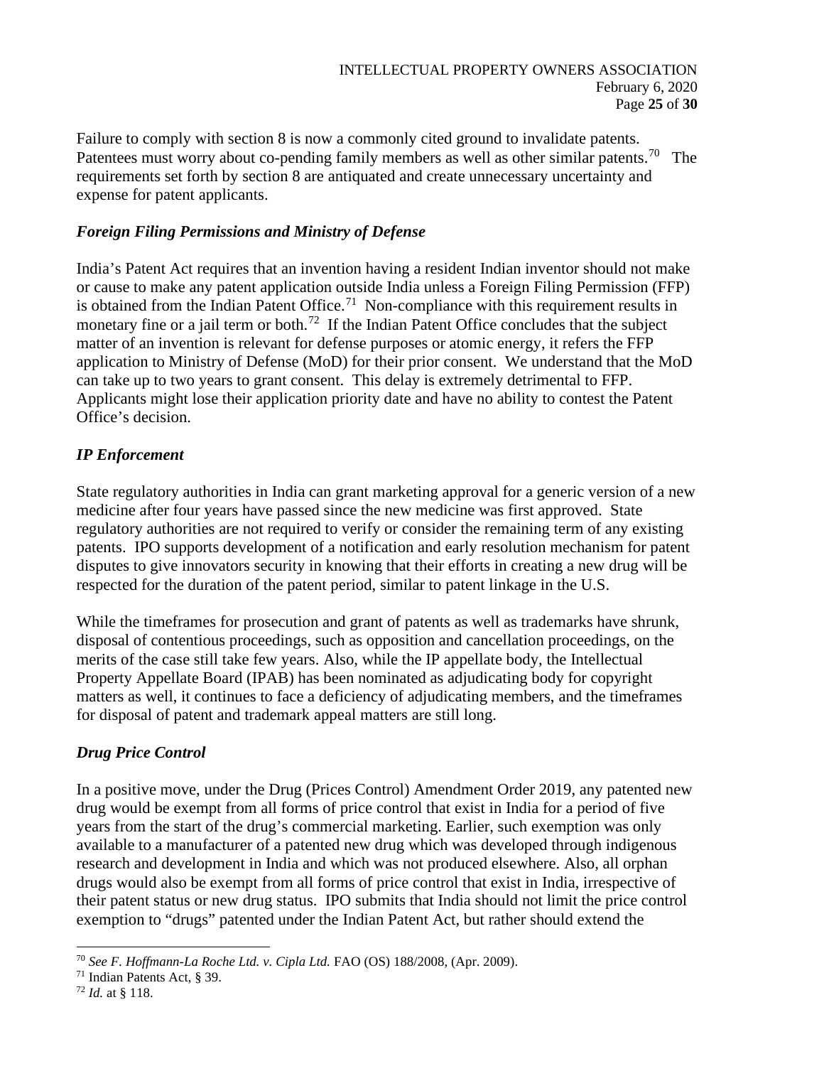Failure to comply with section 8 is now a commonly cited ground to invalidate patents. Patentees must worry about co-pending family members as well as other similar patents.[70] The requirements set forth by section 8 are antiquated and create unnecessary uncertainty and expense for patent applicants.

### *Foreign Filing Permissions and Ministry of Defense*

India's Patent Act requires that an invention having a resident Indian inventor should not make or cause to make any patent application outside India unless a Foreign Filing Permission (FFP) is obtained from the Indian Patent Office.[71] Non-compliance with this requirement results in monetary fine or a jail term or both.[72] If the Indian Patent Office concludes that the subject matter of an invention is relevant for defense purposes or atomic energy, it refers the FFP application to Ministry of Defense (MoD) for their prior consent. We understand that the MoD can take up to two years to grant consent. This delay is extremely detrimental to FFP. Applicants might lose their application priority date and have no ability to contest the Patent Office's decision.

### *IP Enforcement*

State regulatory authorities in India can grant marketing approval for a generic version of a new medicine after four years have passed since the new medicine was first approved. State regulatory authorities are not required to verify or consider the remaining term of any existing patents. IPO supports development of a notification and early resolution mechanism for patent disputes to give innovators security in knowing that their efforts in creating a new drug will be respected for the duration of the patent period, similar to patent linkage in the U.S.

While the timeframes for prosecution and grant of patents as well as trademarks have shrunk, disposal of contentious proceedings, such as opposition and cancellation proceedings, on the merits of the case still take few years. Also, while the IP appellate body, the Intellectual Property Appellate Board (IPAB) has been nominated as adjudicating body for copyright matters as well, it continues to face a deficiency of adjudicating members, and the timeframes for disposal of patent and trademark appeal matters are still long.

### *Drug Price Control*

In a positive move, under the Drug (Prices Control) Amendment Order 2019, any patented new drug would be exempt from all forms of price control that exist in India for a period of five years from the start of the drug's commercial marketing. Earlier, such exemption was only available to a manufacturer of a patented new drug which was developed through indigenous research and development in India and which was not produced elsewhere. Also, all orphan drugs would also be exempt from all forms of price control that exist in India, irrespective of their patent status or new drug status. IPO submits that India should not limit the price control exemption to "drugs" patented under the Indian Patent Act, but rather should extend the

---

[70] *See F. Hoffmann-La Roche Ltd. v. Cipla Ltd.* FAO (OS) 188/2008, (Apr. 2009).

[71] Indian Patents Act, § 39.

[72] *Id.* at § 118.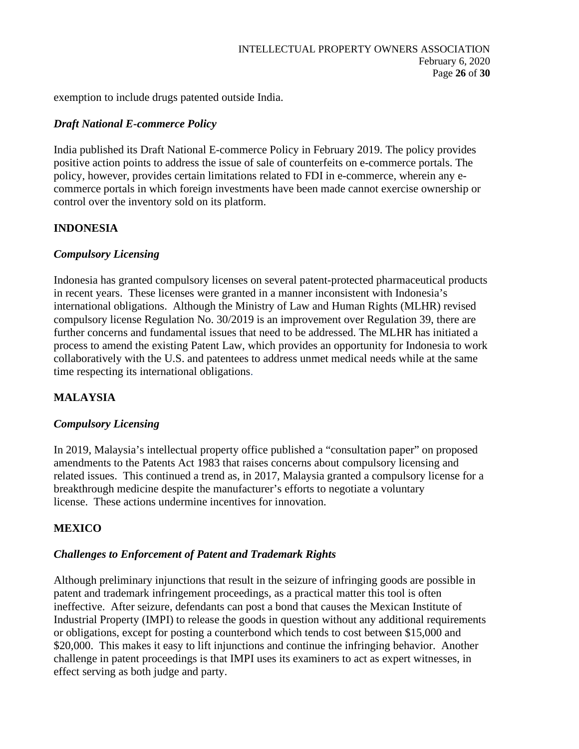exemption to include drugs patented outside India.

### *Draft National E-commerce Policy*

India published its Draft National E-commerce Policy in February 2019. The policy provides positive action points to address the issue of sale of counterfeits on e-commerce portals. The policy, however, provides certain limitations related to FDI in e-commerce, wherein any e-commerce portals in which foreign investments have been made cannot exercise ownership or control over the inventory sold on its platform.

## INDONESIA

### *Compulsory Licensing*

Indonesia has granted compulsory licenses on several patent-protected pharmaceutical products in recent years. These licenses were granted in a manner inconsistent with Indonesia's international obligations. Although the Ministry of Law and Human Rights (MLHR) revised compulsory license Regulation No. 30/2019 is an improvement over Regulation 39, there are further concerns and fundamental issues that need to be addressed. The MLHR has initiated a process to amend the existing Patent Law, which provides an opportunity for Indonesia to work collaboratively with the U.S. and patentees to address unmet medical needs while at the same time respecting its international obligations.

## MALAYSIA

### *Compulsory Licensing*

In 2019, Malaysia's intellectual property office published a "consultation paper" on proposed amendments to the Patents Act 1983 that raises concerns about compulsory licensing and related issues. This continued a trend as, in 2017, Malaysia granted a compulsory license for a breakthrough medicine despite the manufacturer's efforts to negotiate a voluntary license. These actions undermine incentives for innovation.

## MEXICO

### *Challenges to Enforcement of Patent and Trademark Rights*

Although preliminary injunctions that result in the seizure of infringing goods are possible in patent and trademark infringement proceedings, as a practical matter this tool is often ineffective. After seizure, defendants can post a bond that causes the Mexican Institute of Industrial Property (IMPI) to release the goods in question without any additional requirements or obligations, except for posting a counterbond which tends to cost between $15,000 and $20,000. This makes it easy to lift injunctions and continue the infringing behavior. Another challenge in patent proceedings is that IMPI uses its examiners to act as expert witnesses, in effect serving as both judge and party.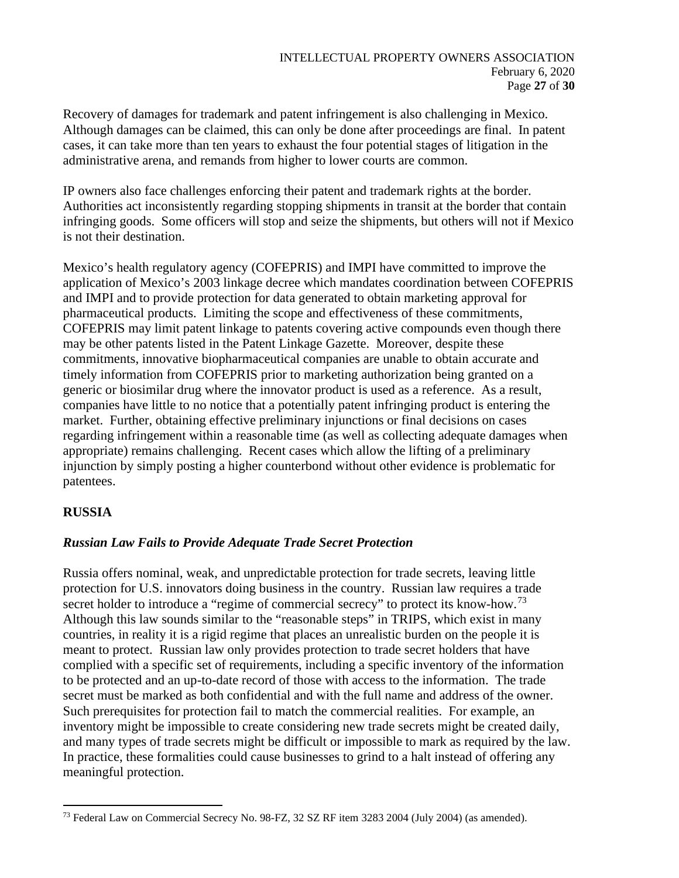Recovery of damages for trademark and patent infringement is also challenging in Mexico. Although damages can be claimed, this can only be done after proceedings are final. In patent cases, it can take more than ten years to exhaust the four potential stages of litigation in the administrative arena, and remands from higher to lower courts are common.

IP owners also face challenges enforcing their patent and trademark rights at the border. Authorities act inconsistently regarding stopping shipments in transit at the border that contain infringing goods. Some officers will stop and seize the shipments, but others will not if Mexico is not their destination.

Mexico's health regulatory agency (COFEPRIS) and IMPI have committed to improve the application of Mexico's 2003 linkage decree which mandates coordination between COFEPRIS and IMPI and to provide protection for data generated to obtain marketing approval for pharmaceutical products. Limiting the scope and effectiveness of these commitments, COFEPRIS may limit patent linkage to patents covering active compounds even though there may be other patents listed in the Patent Linkage Gazette. Moreover, despite these commitments, innovative biopharmaceutical companies are unable to obtain accurate and timely information from COFEPRIS prior to marketing authorization being granted on a generic or biosimilar drug where the innovator product is used as a reference. As a result, companies have little to no notice that a potentially patent infringing product is entering the market. Further, obtaining effective preliminary injunctions or final decisions on cases regarding infringement within a reasonable time (as well as collecting adequate damages when appropriate) remains challenging. Recent cases which allow the lifting of a preliminary injunction by simply posting a higher counterbond without other evidence is problematic for patentees.

## RUSSIA

### *Russian Law Fails to Provide Adequate Trade Secret Protection*

Russia offers nominal, weak, and unpredictable protection for trade secrets, leaving little protection for U.S. innovators doing business in the country. Russian law requires a trade secret holder to introduce a "regime of commercial secrecy" to protect its know-how.[73] Although this law sounds similar to the "reasonable steps" in TRIPS, which exist in many countries, in reality it is a rigid regime that places an unrealistic burden on the people it is meant to protect. Russian law only provides protection to trade secret holders that have complied with a specific set of requirements, including a specific inventory of the information to be protected and an up-to-date record of those with access to the information. The trade secret must be marked as both confidential and with the full name and address of the owner. Such prerequisites for protection fail to match the commercial realities. For example, an inventory might be impossible to create considering new trade secrets might be created daily, and many types of trade secrets might be difficult or impossible to mark as required by the law. In practice, these formalities could cause businesses to grind to a halt instead of offering any meaningful protection.

---

[73] Federal Law on Commercial Secrecy No. 98-FZ, 32 SZ RF item 3283 2004 (July 2004) (as amended).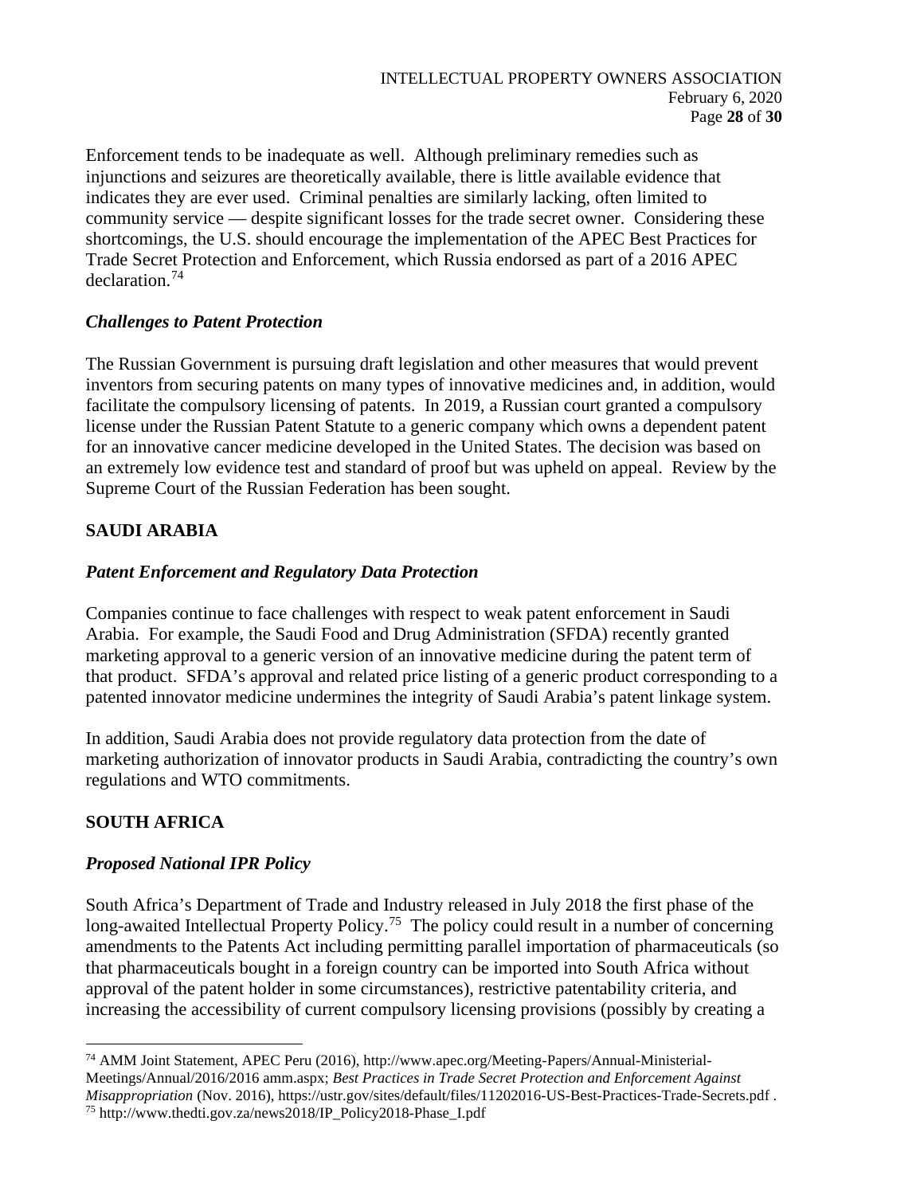Enforcement tends to be inadequate as well. Although preliminary remedies such as injunctions and seizures are theoretically available, there is little available evidence that indicates they are ever used. Criminal penalties are similarly lacking, often limited to community service — despite significant losses for the trade secret owner. Considering these shortcomings, the U.S. should encourage the implementation of the APEC Best Practices for Trade Secret Protection and Enforcement, which Russia endorsed as part of a 2016 APEC declaration.[74]

### *Challenges to Patent Protection*

The Russian Government is pursuing draft legislation and other measures that would prevent inventors from securing patents on many types of innovative medicines and, in addition, would facilitate the compulsory licensing of patents. In 2019, a Russian court granted a compulsory license under the Russian Patent Statute to a generic company which owns a dependent patent for an innovative cancer medicine developed in the United States. The decision was based on an extremely low evidence test and standard of proof but was upheld on appeal. Review by the Supreme Court of the Russian Federation has been sought.

## SAUDI ARABIA

### *Patent Enforcement and Regulatory Data Protection*

Companies continue to face challenges with respect to weak patent enforcement in Saudi Arabia. For example, the Saudi Food and Drug Administration (SFDA) recently granted marketing approval to a generic version of an innovative medicine during the patent term of that product. SFDA's approval and related price listing of a generic product corresponding to a patented innovator medicine undermines the integrity of Saudi Arabia's patent linkage system.

In addition, Saudi Arabia does not provide regulatory data protection from the date of marketing authorization of innovator products in Saudi Arabia, contradicting the country's own regulations and WTO commitments.

## SOUTH AFRICA

### *Proposed National IPR Policy*

South Africa's Department of Trade and Industry released in July 2018 the first phase of the long-awaited Intellectual Property Policy.[75] The policy could result in a number of concerning amendments to the Patents Act including permitting parallel importation of pharmaceuticals (so that pharmaceuticals bought in a foreign country can be imported into South Africa without approval of the patent holder in some circumstances), restrictive patentability criteria, and increasing the accessibility of current compulsory licensing provisions (possibly by creating a

---

[74] AMM Joint Statement, APEC Peru (2016), http://www.apec.org/Meeting-Papers/Annual-Ministerial-Meetings/Annual/2016/2016 amm.aspx; *Best Practices in Trade Secret Protection and Enforcement Against Misappropriation* (Nov. 2016), https://ustr.gov/sites/default/files/11202016-US-Best-Practices-Trade-Secrets.pdf .

[75] http://www.thedti.gov.za/news2018/IP_Policy2018-Phase_I.pdf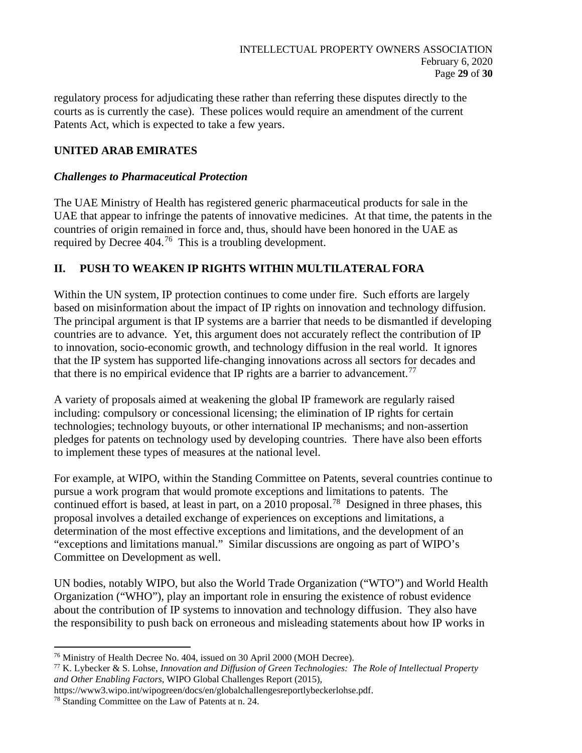regulatory process for adjudicating these rather than referring these disputes directly to the courts as is currently the case). These polices would require an amendment of the current Patents Act, which is expected to take a few years.

## UNITED ARAB EMIRATES

### *Challenges to Pharmaceutical Protection*

The UAE Ministry of Health has registered generic pharmaceutical products for sale in the UAE that appear to infringe the patents of innovative medicines. At that time, the patents in the countries of origin remained in force and, thus, should have been honored in the UAE as required by Decree 404.[76] This is a troubling development.

## II. PUSH TO WEAKEN IP RIGHTS WITHIN MULTILATERAL FORA

Within the UN system, IP protection continues to come under fire. Such efforts are largely based on misinformation about the impact of IP rights on innovation and technology diffusion. The principal argument is that IP systems are a barrier that needs to be dismantled if developing countries are to advance. Yet, this argument does not accurately reflect the contribution of IP to innovation, socio-economic growth, and technology diffusion in the real world. It ignores that the IP system has supported life-changing innovations across all sectors for decades and that there is no empirical evidence that IP rights are a barrier to advancement.[77]

A variety of proposals aimed at weakening the global IP framework are regularly raised including: compulsory or concessional licensing; the elimination of IP rights for certain technologies; technology buyouts, or other international IP mechanisms; and non-assertion pledges for patents on technology used by developing countries. There have also been efforts to implement these types of measures at the national level.

For example, at WIPO, within the Standing Committee on Patents, several countries continue to pursue a work program that would promote exceptions and limitations to patents. The continued effort is based, at least in part, on a 2010 proposal.[78] Designed in three phases, this proposal involves a detailed exchange of experiences on exceptions and limitations, a determination of the most effective exceptions and limitations, and the development of an "exceptions and limitations manual." Similar discussions are ongoing as part of WIPO's Committee on Development as well.

UN bodies, notably WIPO, but also the World Trade Organization ("WTO") and World Health Organization ("WHO"), play an important role in ensuring the existence of robust evidence about the contribution of IP systems to innovation and technology diffusion. They also have the responsibility to push back on erroneous and misleading statements about how IP works in

---

[76] Ministry of Health Decree No. 404, issued on 30 April 2000 (MOH Decree).

[77] K. Lybecker & S. Lohse, *Innovation and Diffusion of Green Technologies: The Role of Intellectual Property and Other Enabling Factors*, WIPO Global Challenges Report (2015), https://www3.wipo.int/wipogreen/docs/en/globalchallengesreportlybeckerlohse.pdf.

[78] Standing Committee on the Law of Patents at n. 24.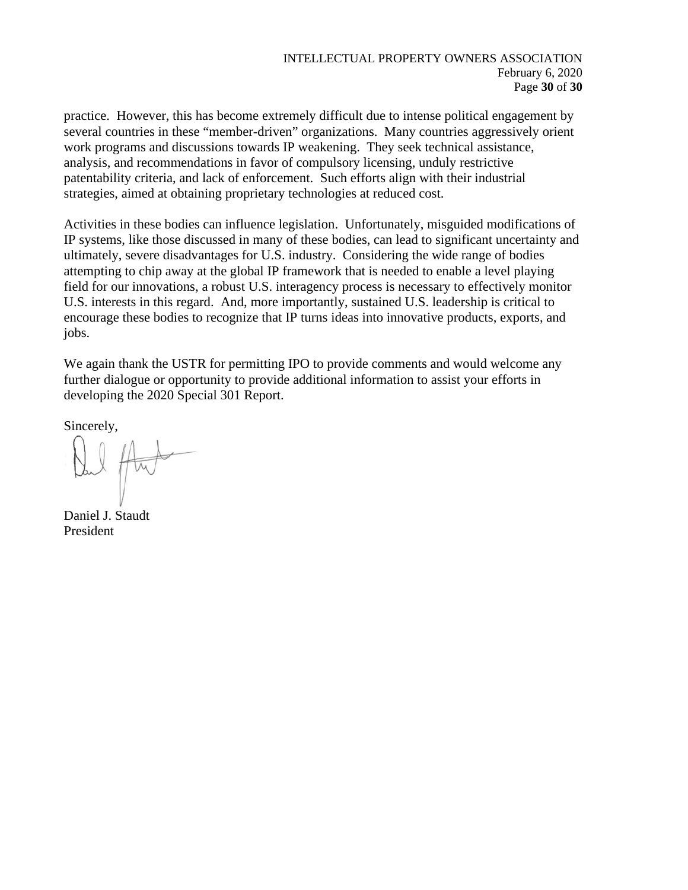practice. However, this has become extremely difficult due to intense political engagement by several countries in these "member-driven" organizations. Many countries aggressively orient work programs and discussions towards IP weakening. They seek technical assistance, analysis, and recommendations in favor of compulsory licensing, unduly restrictive patentability criteria, and lack of enforcement. Such efforts align with their industrial strategies, aimed at obtaining proprietary technologies at reduced cost.

Activities in these bodies can influence legislation. Unfortunately, misguided modifications of IP systems, like those discussed in many of these bodies, can lead to significant uncertainty and ultimately, severe disadvantages for U.S. industry. Considering the wide range of bodies attempting to chip away at the global IP framework that is needed to enable a level playing field for our innovations, a robust U.S. interagency process is necessary to effectively monitor U.S. interests in this regard. And, more importantly, sustained U.S. leadership is critical to encourage these bodies to recognize that IP turns ideas into innovative products, exports, and jobs.

We again thank the USTR for permitting IPO to provide comments and would welcome any further dialogue or opportunity to provide additional information to assist your efforts in developing the 2020 Special 301 Report.

Sincerely,

Daniel J. Staudt
President